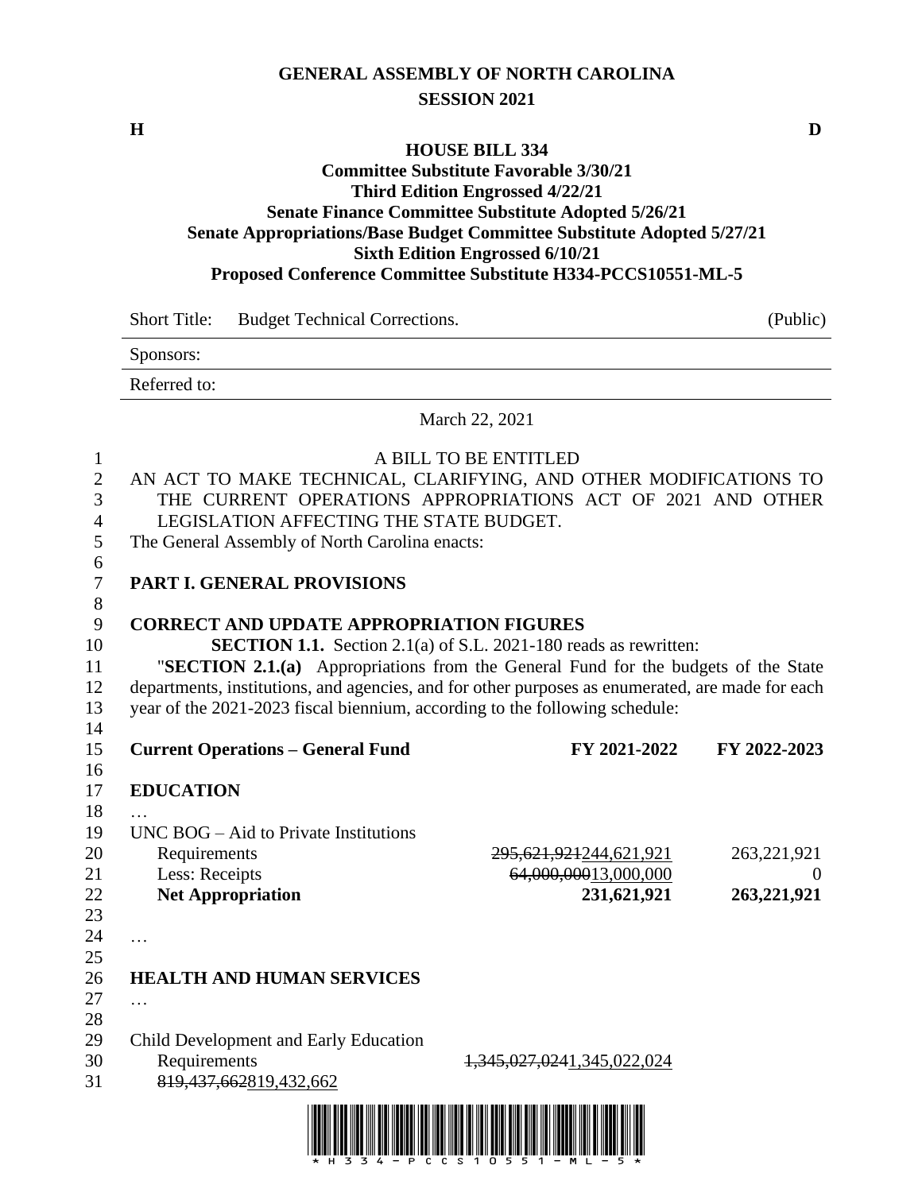**GENERAL ASSEMBLY OF NORTH CAROLINA**
**SESSION 2021**

**H** **D**

**HOUSE BILL 334**
**Committee Substitute Favorable 3/30/21**
**Third Edition Engrossed 4/22/21**
**Senate Finance Committee Substitute Adopted 5/26/21**
**Senate Appropriations/Base Budget Committee Substitute Adopted 5/27/21**
**Sixth Edition Engrossed 6/10/21**
**Proposed Conference Committee Substitute H334-PCCS10551-ML-5**

Short Title: Budget Technical Corrections. (Public)

Sponsors:

Referred to:

March 22, 2021

A BILL TO BE ENTITLED

AN ACT TO MAKE TECHNICAL, CLARIFYING, AND OTHER MODIFICATIONS TO THE CURRENT OPERATIONS APPROPRIATIONS ACT OF 2021 AND OTHER LEGISLATION AFFECTING THE STATE BUDGET.

The General Assembly of North Carolina enacts:

## PART I. GENERAL PROVISIONS

### CORRECT AND UPDATE APPROPRIATION FIGURES

**SECTION 1.1.** Section 2.1(a) of S.L. 2021-180 reads as rewritten:

"**SECTION 2.1.(a)** Appropriations from the General Fund for the budgets of the State departments, institutions, and agencies, and for other purposes as enumerated, are made for each year of the 2021-2023 fiscal biennium, according to the following schedule:

| **Current Operations – General Fund** | **FY 2021-2022** | **FY 2022-2023** |
|---|---|---|
| **EDUCATION** | | |
| … | | |
| UNC BOG – Aid to Private Institutions | | |
| Requirements | ~~295,621,921~~244,621,921 | 263,221,921 |
| Less: Receipts | ~~64,000,000~~13,000,000 | 0 |
| **Net Appropriation** | **231,621,921** | **263,221,921** |
| … | | |
| **HEALTH AND HUMAN SERVICES** | | |
| … | | |
| Child Development and Early Education | | |
| Requirements | ~~1,345,027,024~~1,345,022,024 | |
| ~~819,437,662~~819,432,662 | | |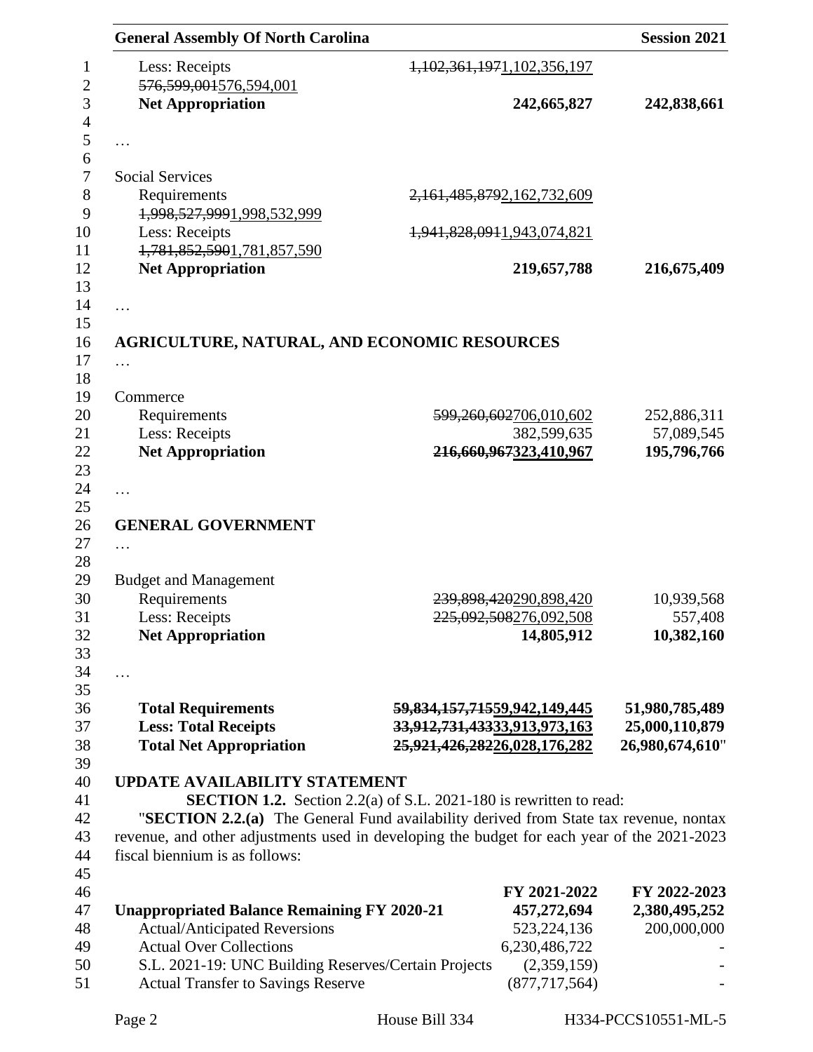| | | |
|---|---|---|
| Less: Receipts | ~~1,102,361,197~~1,102,356,197 | ~~576,599,001~~576,594,001 |
| **Net Appropriation** | **242,665,827** | **242,838,661** |

…

| | | |
|---|---|---|
| Social Services | | |
| Requirements | ~~2,161,485,879~~2,162,732,609 | ~~1,998,527,999~~1,998,532,999 |
| Less: Receipts | ~~1,941,828,091~~1,943,074,821 | ~~1,781,852,590~~1,781,857,590 |
| **Net Appropriation** | **219,657,788** | **216,675,409** |

…

**AGRICULTURE, NATURAL, AND ECONOMIC RESOURCES**

…

| | | |
|---|---|---|
| Commerce | | |
| Requirements | ~~599,260,602~~706,010,602 | 252,886,311 |
| Less: Receipts | 382,599,635 | 57,089,545 |
| **Net Appropriation** | **~~216,660,967~~323,410,967** | **195,796,766** |

…

**GENERAL GOVERNMENT**

…

| | | |
|---|---|---|
| Budget and Management | | |
| Requirements | ~~239,898,420~~290,898,420 | 10,939,568 |
| Less: Receipts | ~~225,092,508~~276,092,508 | 557,408 |
| **Net Appropriation** | **14,805,912** | **10,382,160** |

…

| | | |
|---|---|---|
| **Total Requirements** | **~~59,834,157,715~~59,942,149,445** | **51,980,785,489** |
| **Less: Total Receipts** | **~~33,912,731,433~~33,913,973,163** | **25,000,110,879** |
| **Total Net Appropriation** | **~~25,921,426,282~~26,028,176,282** | **26,980,674,610**" |

**UPDATE AVAILABILITY STATEMENT**

**SECTION 1.2.** Section 2.2(a) of S.L. 2021-180 is rewritten to read:

"**SECTION 2.2.(a)** The General Fund availability derived from State tax revenue, nontax revenue, and other adjustments used in developing the budget for each year of the 2021-2023 fiscal biennium is as follows:

| | FY 2021-2022 | FY 2022-2023 |
|---|---|---|
| **Unappropriated Balance Remaining FY 2020-21** | **457,272,694** | **2,380,495,252** |
| Actual/Anticipated Reversions | 523,224,136 | 200,000,000 |
| Actual Over Collections | 6,230,486,722 | - |
| S.L. 2021-19: UNC Building Reserves/Certain Projects | (2,359,159) | - |
| Actual Transfer to Savings Reserve | (877,717,564) | - |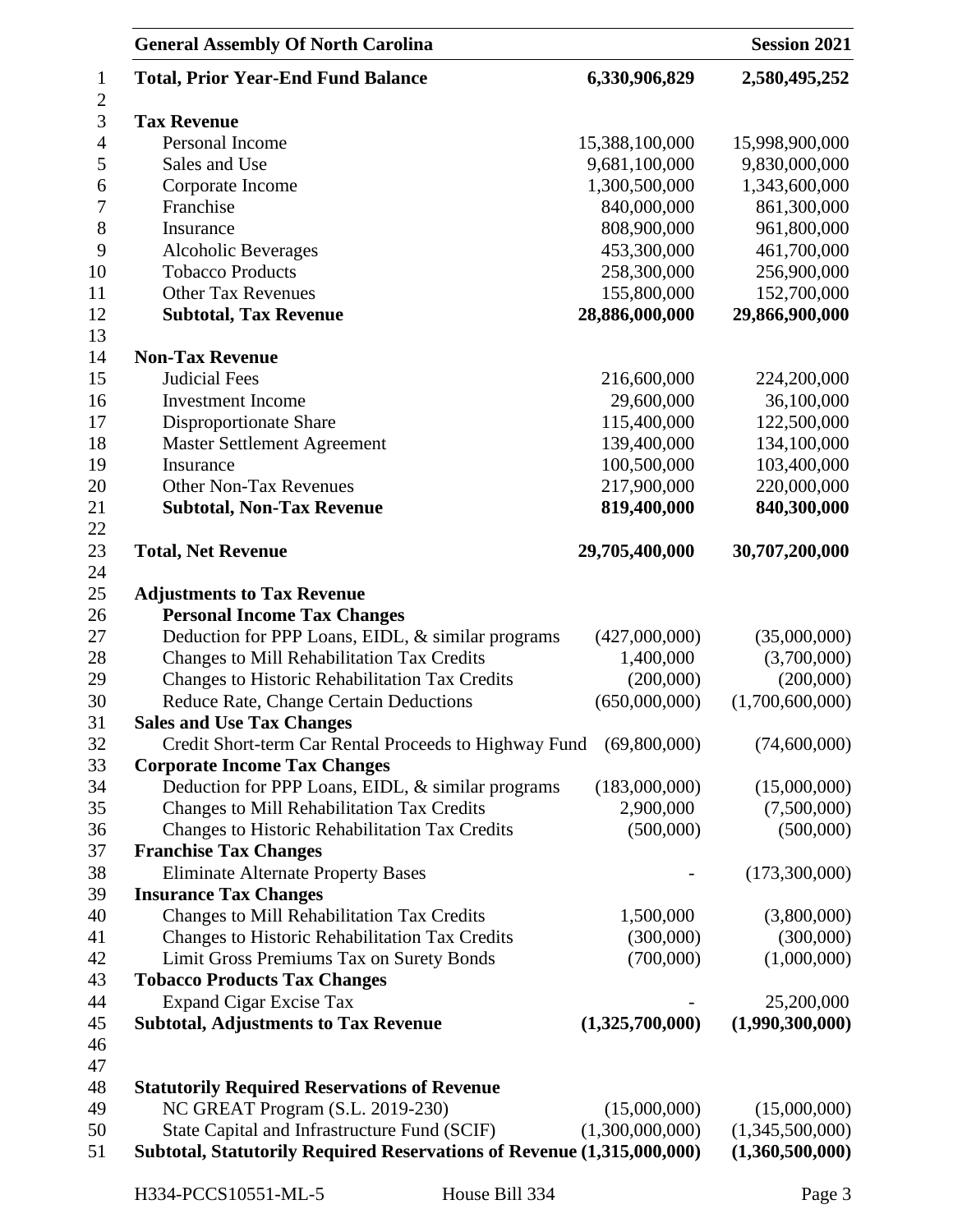| | | |
|---|---|---|
| **Total, Prior Year-End Fund Balance** | **6,330,906,829** | **2,580,495,252** |
| | | |
| **Tax Revenue** | | |
| Personal Income | 15,388,100,000 | 15,998,900,000 |
| Sales and Use | 9,681,100,000 | 9,830,000,000 |
| Corporate Income | 1,300,500,000 | 1,343,600,000 |
| Franchise | 840,000,000 | 861,300,000 |
| Insurance | 808,900,000 | 961,800,000 |
| Alcoholic Beverages | 453,300,000 | 461,700,000 |
| Tobacco Products | 258,300,000 | 256,900,000 |
| Other Tax Revenues | 155,800,000 | 152,700,000 |
| **Subtotal, Tax Revenue** | **28,886,000,000** | **29,866,900,000** |
| | | |
| **Non-Tax Revenue** | | |
| Judicial Fees | 216,600,000 | 224,200,000 |
| Investment Income | 29,600,000 | 36,100,000 |
| Disproportionate Share | 115,400,000 | 122,500,000 |
| Master Settlement Agreement | 139,400,000 | 134,100,000 |
| Insurance | 100,500,000 | 103,400,000 |
| Other Non-Tax Revenues | 217,900,000 | 220,000,000 |
| **Subtotal, Non-Tax Revenue** | **819,400,000** | **840,300,000** |
| | | |
| **Total, Net Revenue** | **29,705,400,000** | **30,707,200,000** |
| | | |
| **Adjustments to Tax Revenue** | | |
| **Personal Income Tax Changes** | | |
| Deduction for PPP Loans, EIDL, & similar programs | (427,000,000) | (35,000,000) |
| Changes to Mill Rehabilitation Tax Credits | 1,400,000 | (3,700,000) |
| Changes to Historic Rehabilitation Tax Credits | (200,000) | (200,000) |
| Reduce Rate, Change Certain Deductions | (650,000,000) | (1,700,600,000) |
| **Sales and Use Tax Changes** | | |
| Credit Short-term Car Rental Proceeds to Highway Fund | (69,800,000) | (74,600,000) |
| **Corporate Income Tax Changes** | | |
| Deduction for PPP Loans, EIDL, & similar programs | (183,000,000) | (15,000,000) |
| Changes to Mill Rehabilitation Tax Credits | 2,900,000 | (7,500,000) |
| Changes to Historic Rehabilitation Tax Credits | (500,000) | (500,000) |
| **Franchise Tax Changes** | | |
| Eliminate Alternate Property Bases | - | (173,300,000) |
| **Insurance Tax Changes** | | |
| Changes to Mill Rehabilitation Tax Credits | 1,500,000 | (3,800,000) |
| Changes to Historic Rehabilitation Tax Credits | (300,000) | (300,000) |
| Limit Gross Premiums Tax on Surety Bonds | (700,000) | (1,000,000) |
| **Tobacco Products Tax Changes** | | |
| Expand Cigar Excise Tax | - | 25,200,000 |
| **Subtotal, Adjustments to Tax Revenue** | **(1,325,700,000)** | **(1,990,300,000)** |
| | | |
| **Statutorily Required Reservations of Revenue** | | |
| NC GREAT Program (S.L. 2019-230) | (15,000,000) | (15,000,000) |
| State Capital and Infrastructure Fund (SCIF) | (1,300,000,000) | (1,345,500,000) |
| **Subtotal, Statutorily Required Reservations of Revenue** | **(1,315,000,000)** | **(1,360,500,000)** |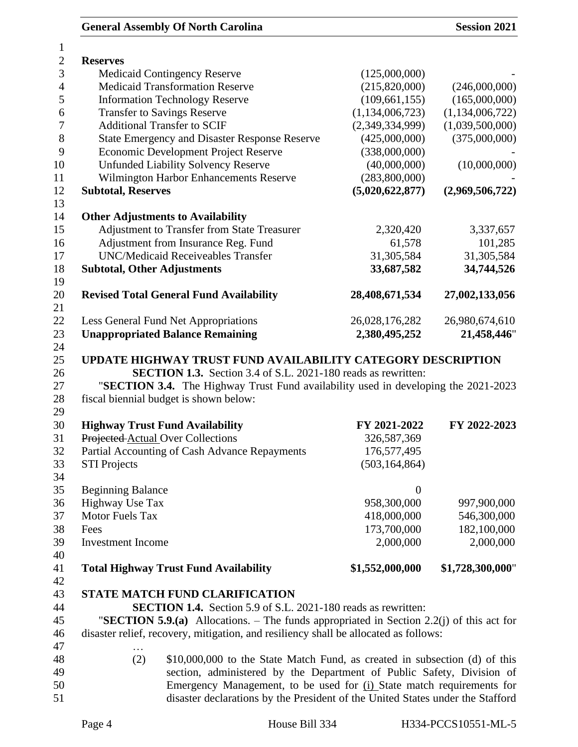| | | |
|---|---|---|
| **Reserves** | | |
| Medicaid Contingency Reserve | (125,000,000) | - |
| Medicaid Transformation Reserve | (215,820,000) | (246,000,000) |
| Information Technology Reserve | (109,661,155) | (165,000,000) |
| Transfer to Savings Reserve | (1,134,006,723) | (1,134,006,722) |
| Additional Transfer to SCIF | (2,349,334,999) | (1,039,500,000) |
| State Emergency and Disaster Response Reserve | (425,000,000) | (375,000,000) |
| Economic Development Project Reserve | (338,000,000) | - |
| Unfunded Liability Solvency Reserve | (40,000,000) | (10,000,000) |
| Wilmington Harbor Enhancements Reserve | (283,800,000) | - |
| **Subtotal, Reserves** | **(5,020,622,877)** | **(2,969,506,722)** |
| | | |
| **Other Adjustments to Availability** | | |
| Adjustment to Transfer from State Treasurer | 2,320,420 | 3,337,657 |
| Adjustment from Insurance Reg. Fund | 61,578 | 101,285 |
| UNC/Medicaid Receiveables Transfer | 31,305,584 | 31,305,584 |
| **Subtotal, Other Adjustments** | **33,687,582** | **34,744,526** |
| | | |
| **Revised Total General Fund Availability** | **28,408,671,534** | **27,002,133,056** |
| | | |
| Less General Fund Net Appropriations | 26,028,176,282 | 26,980,674,610 |
| **Unappropriated Balance Remaining** | **2,380,495,252** | **21,458,446**" |

**UPDATE HIGHWAY TRUST FUND AVAILABILITY CATEGORY DESCRIPTION**

**SECTION 1.3.** Section 3.4 of S.L. 2021-180 reads as rewritten:

"**SECTION 3.4.** The Highway Trust Fund availability used in developing the 2021-2023 fiscal biennial budget is shown below:

| **Highway Trust Fund Availability** | **FY 2021-2022** | **FY 2022-2023** |
|---|---|---|
| ~~Projected~~ <u>Actual</u> Over Collections | 326,587,369 | |
| Partial Accounting of Cash Advance Repayments | 176,577,495 | |
| STI Projects | (503,164,864) | |
| | | |
| Beginning Balance | 0 | |
| Highway Use Tax | 958,300,000 | 997,900,000 |
| Motor Fuels Tax | 418,000,000 | 546,300,000 |
| Fees | 173,700,000 | 182,100,000 |
| Investment Income | 2,000,000 | 2,000,000 |
| | | |
| **Total Highway Trust Fund Availability** | **$1,552,000,000** | **$1,728,300,000**" |

**STATE MATCH FUND CLARIFICATION**

**SECTION 1.4.** Section 5.9 of S.L. 2021-180 reads as rewritten:

"**SECTION 5.9.(a)** Allocations. – The funds appropriated in Section 2.2(j) of this act for disaster relief, recovery, mitigation, and resiliency shall be allocated as follows:

…

(2) $10,000,000 to the State Match Fund, as created in subsection (d) of this section, administered by the Department of Public Safety, Division of Emergency Management, to be used for <u>(i)</u> State match requirements for disaster declarations by the President of the United States under the Stafford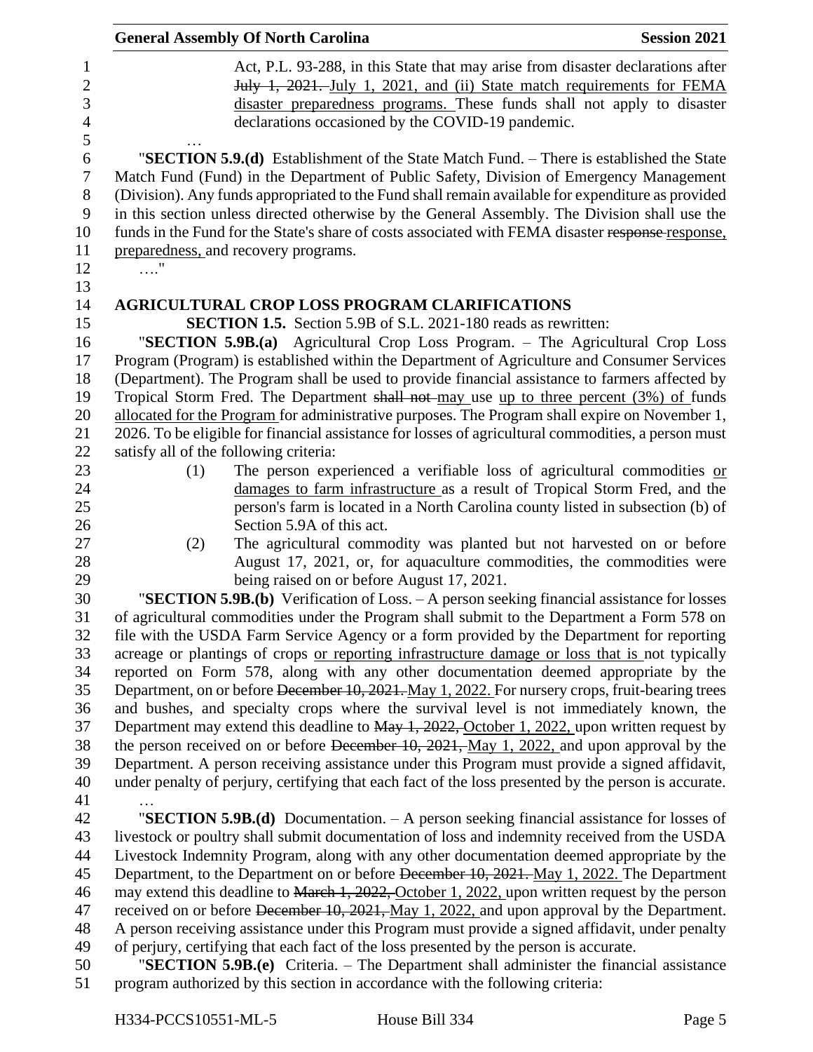Act, P.L. 93-288, in this State that may arise from disaster declarations after ~~July 1, 2021.~~ July 1, 2021, and (ii) State match requirements for FEMA disaster preparedness programs. These funds shall not apply to disaster declarations occasioned by the COVID-19 pandemic.

…

"**SECTION 5.9.(d)** Establishment of the State Match Fund. – There is established the State Match Fund (Fund) in the Department of Public Safety, Division of Emergency Management (Division). Any funds appropriated to the Fund shall remain available for expenditure as provided in this section unless directed otherwise by the General Assembly. The Division shall use the funds in the Fund for the State's share of costs associated with FEMA disaster ~~response~~ response, preparedness, and recovery programs.

…."

**AGRICULTURAL CROP LOSS PROGRAM CLARIFICATIONS**

**SECTION 1.5.** Section 5.9B of S.L. 2021-180 reads as rewritten:

"**SECTION 5.9B.(a)** Agricultural Crop Loss Program. – The Agricultural Crop Loss Program (Program) is established within the Department of Agriculture and Consumer Services (Department). The Program shall be used to provide financial assistance to farmers affected by Tropical Storm Fred. The Department ~~shall not~~ may use up to three percent (3%) of funds allocated for the Program for administrative purposes. The Program shall expire on November 1, 2026. To be eligible for financial assistance for losses of agricultural commodities, a person must satisfy all of the following criteria:

(1) The person experienced a verifiable loss of agricultural commodities or damages to farm infrastructure as a result of Tropical Storm Fred, and the person's farm is located in a North Carolina county listed in subsection (b) of Section 5.9A of this act.

(2) The agricultural commodity was planted but not harvested on or before August 17, 2021, or, for aquaculture commodities, the commodities were being raised on or before August 17, 2021.

"**SECTION 5.9B.(b)** Verification of Loss. – A person seeking financial assistance for losses of agricultural commodities under the Program shall submit to the Department a Form 578 on file with the USDA Farm Service Agency or a form provided by the Department for reporting acreage or plantings of crops or reporting infrastructure damage or loss that is not typically reported on Form 578, along with any other documentation deemed appropriate by the Department, on or before ~~December 10, 2021.~~ May 1, 2022. For nursery crops, fruit-bearing trees and bushes, and specialty crops where the survival level is not immediately known, the Department may extend this deadline to ~~May 1, 2022,~~ October 1, 2022, upon written request by the person received on or before ~~December 10, 2021,~~ May 1, 2022, and upon approval by the Department. A person receiving assistance under this Program must provide a signed affidavit, under penalty of perjury, certifying that each fact of the loss presented by the person is accurate.

…

"**SECTION 5.9B.(d)** Documentation. – A person seeking financial assistance for losses of livestock or poultry shall submit documentation of loss and indemnity received from the USDA Livestock Indemnity Program, along with any other documentation deemed appropriate by the Department, to the Department on or before ~~December 10, 2021.~~ May 1, 2022. The Department may extend this deadline to ~~March 1, 2022,~~ October 1, 2022, upon written request by the person received on or before ~~December 10, 2021,~~ May 1, 2022, and upon approval by the Department. A person receiving assistance under this Program must provide a signed affidavit, under penalty of perjury, certifying that each fact of the loss presented by the person is accurate.

"**SECTION 5.9B.(e)** Criteria. – The Department shall administer the financial assistance program authorized by this section in accordance with the following criteria: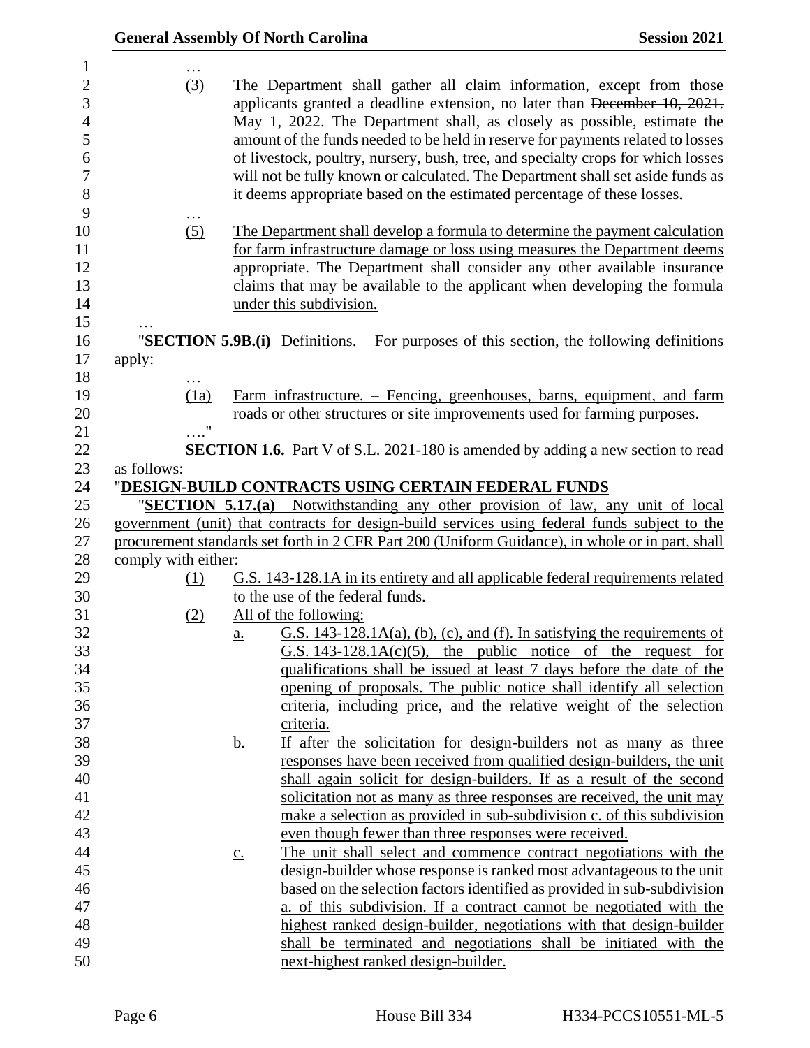…

(3) The Department shall gather all claim information, except from those applicants granted a deadline extension, no later than ~~December 10, 2021.~~ <u>May 1, 2022.</u> The Department shall, as closely as possible, estimate the amount of the funds needed to be held in reserve for payments related to losses of livestock, poultry, nursery, bush, tree, and specialty crops for which losses will not be fully known or calculated. The Department shall set aside funds as it deems appropriate based on the estimated percentage of these losses.

…

<u>(5) The Department shall develop a formula to determine the payment calculation for farm infrastructure damage or loss using measures the Department deems appropriate. The Department shall consider any other available insurance claims that may be available to the applicant when developing the formula under this subdivision.</u>

…

"**SECTION 5.9B.(i)** Definitions. – For purposes of this section, the following definitions apply:

…

<u>(1a) Farm infrastructure. – Fencing, greenhouses, barns, equipment, and farm roads or other structures or site improvements used for farming purposes.</u>

…."

**SECTION 1.6.** Part V of S.L. 2021-180 is amended by adding a new section to read as follows:

"**<u>DESIGN-BUILD CONTRACTS USING CERTAIN FEDERAL FUNDS</u>**

"**<u>SECTION 5.17.(a)</u>** <u>Notwithstanding any other provision of law, any unit of local government (unit) that contracts for design-build services using federal funds subject to the procurement standards set forth in 2 CFR Part 200 (Uniform Guidance), in whole or in part, shall comply with either:</u>

<u>(1) G.S. 143-128.1A in its entirety and all applicable federal requirements related to the use of the federal funds.</u>

<u>(2) All of the following:</u>

<u>a. G.S. 143-128.1A(a), (b), (c), and (f). In satisfying the requirements of G.S. 143-128.1A(c)(5), the public notice of the request for qualifications shall be issued at least 7 days before the date of the opening of proposals. The public notice shall identify all selection criteria, including price, and the relative weight of the selection criteria.</u>

<u>b. If after the solicitation for design-builders not as many as three responses have been received from qualified design-builders, the unit shall again solicit for design-builders. If as a result of the second solicitation not as many as three responses are received, the unit may make a selection as provided in sub-subdivision c. of this subdivision even though fewer than three responses were received.</u>

<u>c. The unit shall select and commence contract negotiations with the design-builder whose response is ranked most advantageous to the unit based on the selection factors identified as provided in sub-subdivision a. of this subdivision. If a contract cannot be negotiated with the highest ranked design-builder, negotiations with that design-builder shall be terminated and negotiations shall be initiated with the next-highest ranked design-builder.</u>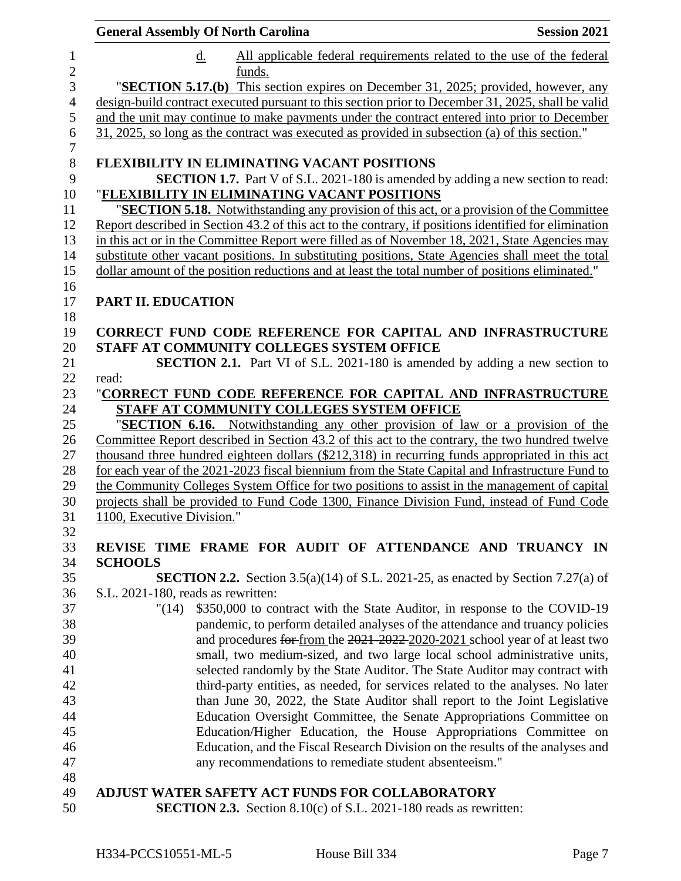d. All applicable federal requirements related to the use of the federal funds.

"**SECTION 5.17.(b)** This section expires on December 31, 2025; provided, however, any design-build contract executed pursuant to this section prior to December 31, 2025, shall be valid and the unit may continue to make payments under the contract entered into prior to December 31, 2025, so long as the contract was executed as provided in subsection (a) of this section."

**FLEXIBILITY IN ELIMINATING VACANT POSITIONS**

**SECTION 1.7.** Part V of S.L. 2021-180 is amended by adding a new section to read:

"**FLEXIBILITY IN ELIMINATING VACANT POSITIONS**

"**SECTION 5.18.** Notwithstanding any provision of this act, or a provision of the Committee Report described in Section 43.2 of this act to the contrary, if positions identified for elimination in this act or in the Committee Report were filled as of November 18, 2021, State Agencies may substitute other vacant positions. In substituting positions, State Agencies shall meet the total dollar amount of the position reductions and at least the total number of positions eliminated."

## PART II. EDUCATION

**CORRECT FUND CODE REFERENCE FOR CAPITAL AND INFRASTRUCTURE STAFF AT COMMUNITY COLLEGES SYSTEM OFFICE**

**SECTION 2.1.** Part VI of S.L. 2021-180 is amended by adding a new section to read:

"**CORRECT FUND CODE REFERENCE FOR CAPITAL AND INFRASTRUCTURE STAFF AT COMMUNITY COLLEGES SYSTEM OFFICE**

"**SECTION 6.16.** Notwithstanding any other provision of law or a provision of the Committee Report described in Section 43.2 of this act to the contrary, the two hundred twelve thousand three hundred eighteen dollars ($212,318) in recurring funds appropriated in this act for each year of the 2021-2023 fiscal biennium from the State Capital and Infrastructure Fund to the Community Colleges System Office for two positions to assist in the management of capital projects shall be provided to Fund Code 1300, Finance Division Fund, instead of Fund Code 1100, Executive Division."

**REVISE TIME FRAME FOR AUDIT OF ATTENDANCE AND TRUANCY IN SCHOOLS**

**SECTION 2.2.** Section 3.5(a)(14) of S.L. 2021-25, as enacted by Section 7.27(a) of S.L. 2021-180, reads as rewritten:

"(14) $350,000 to contract with the State Auditor, in response to the COVID-19 pandemic, to perform detailed analyses of the attendance and truancy policies and procedures ~~for~~ from the ~~2021-2022~~ 2020-2021 school year of at least two small, two medium-sized, and two large local school administrative units, selected randomly by the State Auditor. The State Auditor may contract with third-party entities, as needed, for services related to the analyses. No later than June 30, 2022, the State Auditor shall report to the Joint Legislative Education Oversight Committee, the Senate Appropriations Committee on Education/Higher Education, the House Appropriations Committee on Education, and the Fiscal Research Division on the results of the analyses and any recommendations to remediate student absenteeism."

**ADJUST WATER SAFETY ACT FUNDS FOR COLLABORATORY**

**SECTION 2.3.** Section 8.10(c) of S.L. 2021-180 reads as rewritten: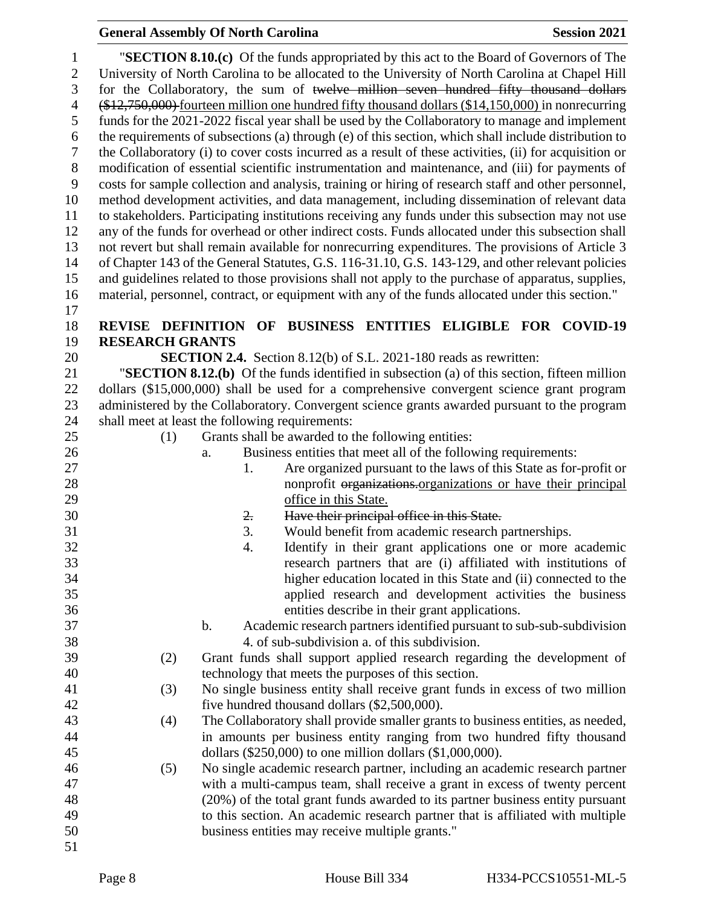"**SECTION 8.10.(c)** Of the funds appropriated by this act to the Board of Governors of The University of North Carolina to be allocated to the University of North Carolina at Chapel Hill for the Collaboratory, the sum of ~~twelve million seven hundred fifty thousand dollars ($12,750,000)~~ fourteen million one hundred fifty thousand dollars ($14,150,000) in nonrecurring funds for the 2021-2022 fiscal year shall be used by the Collaboratory to manage and implement the requirements of subsections (a) through (e) of this section, which shall include distribution to the Collaboratory (i) to cover costs incurred as a result of these activities, (ii) for acquisition or modification of essential scientific instrumentation and maintenance, and (iii) for payments of costs for sample collection and analysis, training or hiring of research staff and other personnel, method development activities, and data management, including dissemination of relevant data to stakeholders. Participating institutions receiving any funds under this subsection may not use any of the funds for overhead or other indirect costs. Funds allocated under this subsection shall not revert but shall remain available for nonrecurring expenditures. The provisions of Article 3 of Chapter 143 of the General Statutes, G.S. 116-31.10, G.S. 143-129, and other relevant policies and guidelines related to those provisions shall not apply to the purchase of apparatus, supplies, material, personnel, contract, or equipment with any of the funds allocated under this section."

**REVISE DEFINITION OF BUSINESS ENTITIES ELIGIBLE FOR COVID-19 RESEARCH GRANTS**

**SECTION 2.4.** Section 8.12(b) of S.L. 2021-180 reads as rewritten:

"**SECTION 8.12.(b)** Of the funds identified in subsection (a) of this section, fifteen million dollars ($15,000,000) shall be used for a comprehensive convergent science grant program administered by the Collaboratory. Convergent science grants awarded pursuant to the program shall meet at least the following requirements:

(1) Grants shall be awarded to the following entities:

a. Business entities that meet all of the following requirements:

1. Are organized pursuant to the laws of this State as for-profit or nonprofit ~~organizations.~~ organizations or have their principal office in this State.

~~2. Have their principal office in this State.~~

3. Would benefit from academic research partnerships.

4. Identify in their grant applications one or more academic research partners that are (i) affiliated with institutions of higher education located in this State and (ii) connected to the applied research and development activities the business entities describe in their grant applications.

b. Academic research partners identified pursuant to sub-sub-subdivision 4. of sub-subdivision a. of this subdivision.

(2) Grant funds shall support applied research regarding the development of technology that meets the purposes of this section.

(3) No single business entity shall receive grant funds in excess of two million five hundred thousand dollars ($2,500,000).

(4) The Collaboratory shall provide smaller grants to business entities, as needed, in amounts per business entity ranging from two hundred fifty thousand dollars ($250,000) to one million dollars ($1,000,000).

(5) No single academic research partner, including an academic research partner with a multi-campus team, shall receive a grant in excess of twenty percent (20%) of the total grant funds awarded to its partner business entity pursuant to this section. An academic research partner that is affiliated with multiple business entities may receive multiple grants."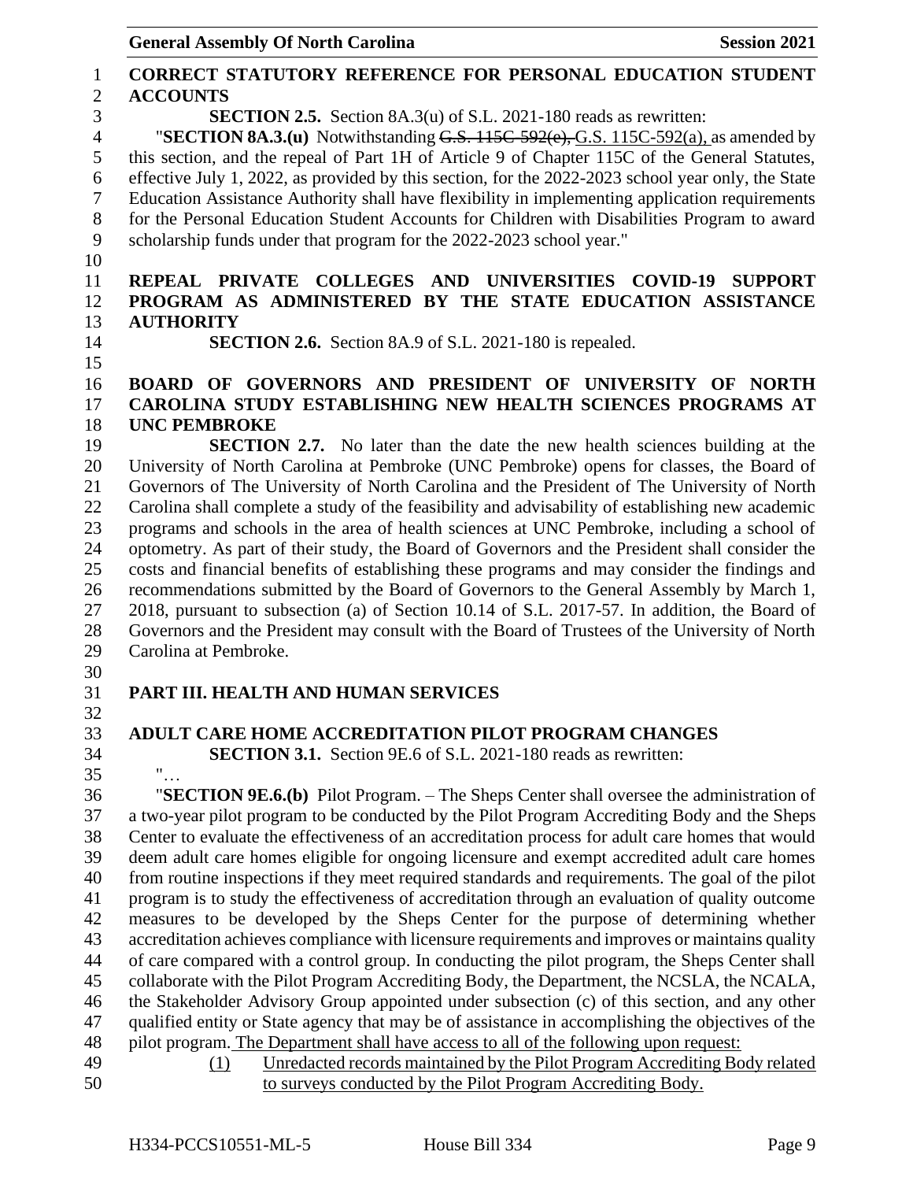**CORRECT STATUTORY REFERENCE FOR PERSONAL EDUCATION STUDENT ACCOUNTS**

**SECTION 2.5.** Section 8A.3(u) of S.L. 2021-180 reads as rewritten:

"**SECTION 8A.3.(u)** Notwithstanding ~~G.S. 115C-592(e),~~ G.S. 115C-592(a), as amended by this section, and the repeal of Part 1H of Article 9 of Chapter 115C of the General Statutes, effective July 1, 2022, as provided by this section, for the 2022-2023 school year only, the State Education Assistance Authority shall have flexibility in implementing application requirements for the Personal Education Student Accounts for Children with Disabilities Program to award scholarship funds under that program for the 2022-2023 school year."

**REPEAL PRIVATE COLLEGES AND UNIVERSITIES COVID-19 SUPPORT PROGRAM AS ADMINISTERED BY THE STATE EDUCATION ASSISTANCE AUTHORITY**

**SECTION 2.6.** Section 8A.9 of S.L. 2021-180 is repealed.

**BOARD OF GOVERNORS AND PRESIDENT OF UNIVERSITY OF NORTH CAROLINA STUDY ESTABLISHING NEW HEALTH SCIENCES PROGRAMS AT UNC PEMBROKE**

**SECTION 2.7.** No later than the date the new health sciences building at the University of North Carolina at Pembroke (UNC Pembroke) opens for classes, the Board of Governors of The University of North Carolina and the President of The University of North Carolina shall complete a study of the feasibility and advisability of establishing new academic programs and schools in the area of health sciences at UNC Pembroke, including a school of optometry. As part of their study, the Board of Governors and the President shall consider the costs and financial benefits of establishing these programs and may consider the findings and recommendations submitted by the Board of Governors to the General Assembly by March 1, 2018, pursuant to subsection (a) of Section 10.14 of S.L. 2017-57. In addition, the Board of Governors and the President may consult with the Board of Trustees of the University of North Carolina at Pembroke.

## PART III. HEALTH AND HUMAN SERVICES

**ADULT CARE HOME ACCREDITATION PILOT PROGRAM CHANGES**

**SECTION 3.1.** Section 9E.6 of S.L. 2021-180 reads as rewritten:

"…

"**SECTION 9E.6.(b)** Pilot Program. – The Sheps Center shall oversee the administration of a two-year pilot program to be conducted by the Pilot Program Accrediting Body and the Sheps Center to evaluate the effectiveness of an accreditation process for adult care homes that would deem adult care homes eligible for ongoing licensure and exempt accredited adult care homes from routine inspections if they meet required standards and requirements. The goal of the pilot program is to study the effectiveness of accreditation through an evaluation of quality outcome measures to be developed by the Sheps Center for the purpose of determining whether accreditation achieves compliance with licensure requirements and improves or maintains quality of care compared with a control group. In conducting the pilot program, the Sheps Center shall collaborate with the Pilot Program Accrediting Body, the Department, the NCSLA, the NCALA, the Stakeholder Advisory Group appointed under subsection (c) of this section, and any other qualified entity or State agency that may be of assistance in accomplishing the objectives of the pilot program. <u>The Department shall have access to all of the following upon request:</u>

<u>(1) Unredacted records maintained by the Pilot Program Accrediting Body related to surveys conducted by the Pilot Program Accrediting Body.</u>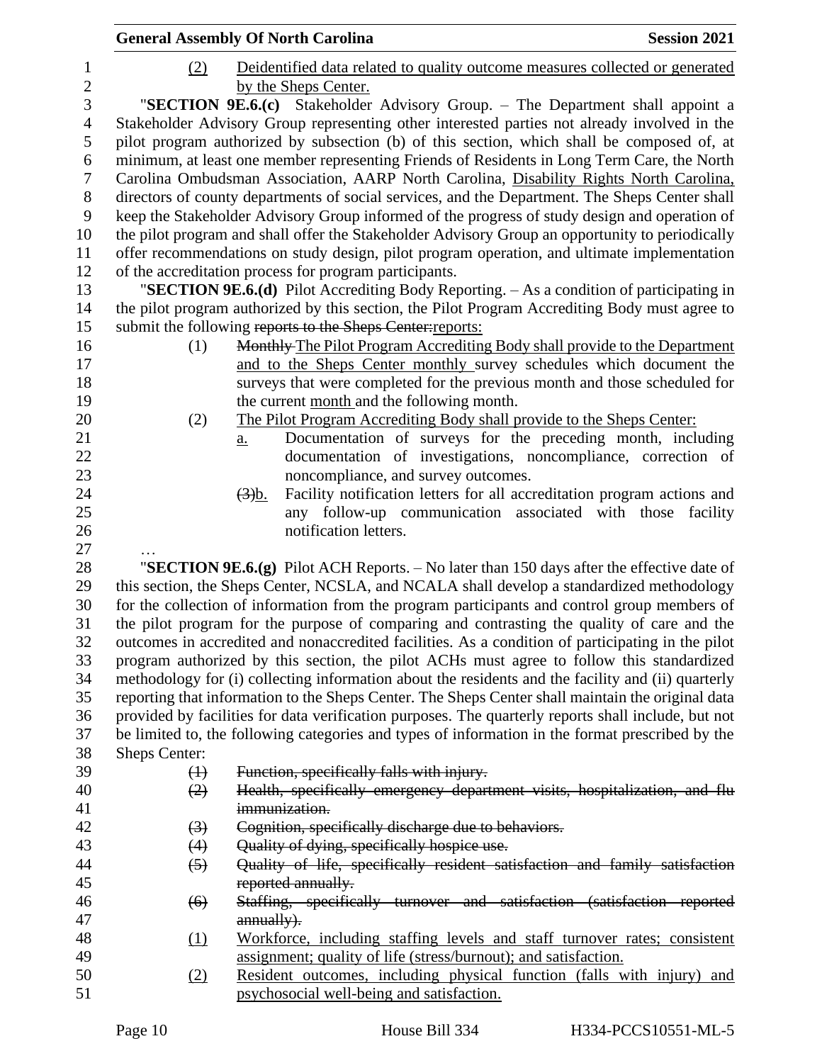(2) <u>Deidentified data related to quality outcome measures collected or generated by the Sheps Center.</u>

"**SECTION 9E.6.(c)** Stakeholder Advisory Group. – The Department shall appoint a Stakeholder Advisory Group representing other interested parties not already involved in the pilot program authorized by subsection (b) of this section, which shall be composed of, at minimum, at least one member representing Friends of Residents in Long Term Care, the North Carolina Ombudsman Association, AARP North Carolina, <u>Disability Rights North Carolina,</u> directors of county departments of social services, and the Department. The Sheps Center shall keep the Stakeholder Advisory Group informed of the progress of study design and operation of the pilot program and shall offer the Stakeholder Advisory Group an opportunity to periodically offer recommendations on study design, pilot program operation, and ultimate implementation of the accreditation process for program participants.

"**SECTION 9E.6.(d)** Pilot Accrediting Body Reporting. – As a condition of participating in the pilot program authorized by this section, the Pilot Program Accrediting Body must agree to submit the following ~~reports to the Sheps Center:~~<u>reports:</u>

(1) ~~Monthly~~ <u>The Pilot Program Accrediting Body shall provide to the Department and to the Sheps Center monthly</u> survey schedules which document the surveys that were completed for the previous month and those scheduled for the current <u>month</u> and the following month.

(2) <u>The Pilot Program Accrediting Body shall provide to the Sheps Center:</u>

<u>a.</u> Documentation of surveys for the preceding month, including documentation of investigations, noncompliance, correction of noncompliance, and survey outcomes.

~~(3)~~<u>b.</u> Facility notification letters for all accreditation program actions and any follow-up communication associated with those facility notification letters.

…

"**SECTION 9E.6.(g)** Pilot ACH Reports. – No later than 150 days after the effective date of this section, the Sheps Center, NCSLA, and NCALA shall develop a standardized methodology for the collection of information from the program participants and control group members of the pilot program for the purpose of comparing and contrasting the quality of care and the outcomes in accredited and nonaccredited facilities. As a condition of participating in the pilot program authorized by this section, the pilot ACHs must agree to follow this standardized methodology for (i) collecting information about the residents and the facility and (ii) quarterly reporting that information to the Sheps Center. The Sheps Center shall maintain the original data provided by facilities for data verification purposes. The quarterly reports shall include, but not be limited to, the following categories and types of information in the format prescribed by the Sheps Center:

~~(1) Function, specifically falls with injury.~~

~~(2) Health, specifically emergency department visits, hospitalization, and flu immunization.~~

~~(3) Cognition, specifically discharge due to behaviors.~~

~~(4) Quality of dying, specifically hospice use.~~

~~(5) Quality of life, specifically resident satisfaction and family satisfaction reported annually.~~

~~(6) Staffing, specifically turnover and satisfaction (satisfaction reported annually).~~

<u>(1)</u> <u>Workforce, including staffing levels and staff turnover rates; consistent assignment; quality of life (stress/burnout); and satisfaction.</u>

<u>(2)</u> <u>Resident outcomes, including physical function (falls with injury) and psychosocial well-being and satisfaction.</u>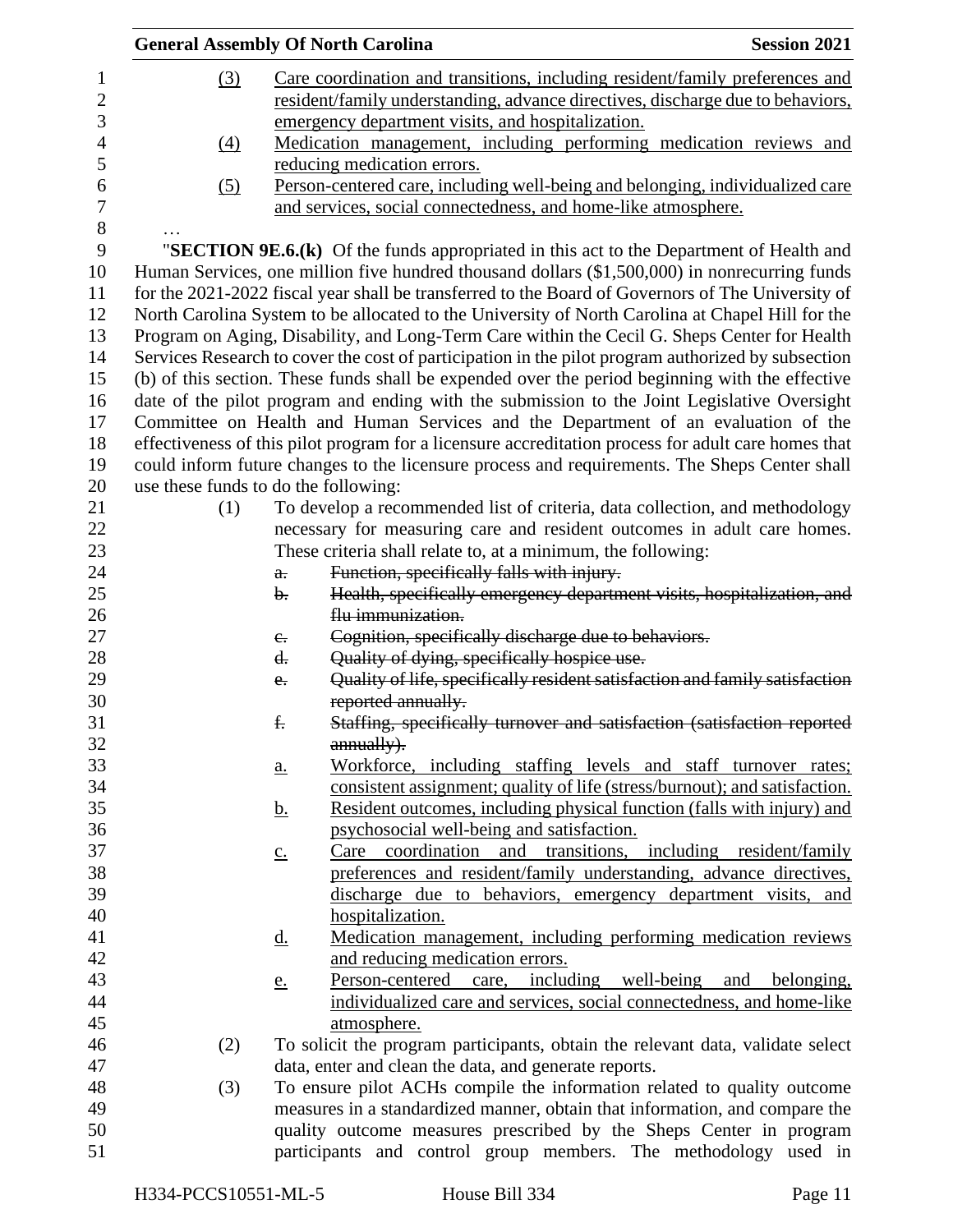(3) Care coordination and transitions, including resident/family preferences and resident/family understanding, advance directives, discharge due to behaviors, emergency department visits, and hospitalization.

(4) Medication management, including performing medication reviews and reducing medication errors.

(5) Person-centered care, including well-being and belonging, individualized care and services, social connectedness, and home-like atmosphere.

…

"**SECTION 9E.6.(k)** Of the funds appropriated in this act to the Department of Health and Human Services, one million five hundred thousand dollars ($1,500,000) in nonrecurring funds for the 2021-2022 fiscal year shall be transferred to the Board of Governors of The University of North Carolina System to be allocated to the University of North Carolina at Chapel Hill for the Program on Aging, Disability, and Long-Term Care within the Cecil G. Sheps Center for Health Services Research to cover the cost of participation in the pilot program authorized by subsection (b) of this section. These funds shall be expended over the period beginning with the effective date of the pilot program and ending with the submission to the Joint Legislative Oversight Committee on Health and Human Services and the Department of an evaluation of the effectiveness of this pilot program for a licensure accreditation process for adult care homes that could inform future changes to the licensure process and requirements. The Sheps Center shall use these funds to do the following:

(1) To develop a recommended list of criteria, data collection, and methodology necessary for measuring care and resident outcomes in adult care homes. These criteria shall relate to, at a minimum, the following:

   a. ~~Function, specifically falls with injury.~~

   b. ~~Health, specifically emergency department visits, hospitalization, and flu immunization.~~

   c. ~~Cognition, specifically discharge due to behaviors.~~

   d. ~~Quality of dying, specifically hospice use.~~

   e. ~~Quality of life, specifically resident satisfaction and family satisfaction reported annually.~~

   f. ~~Staffing, specifically turnover and satisfaction (satisfaction reported annually).~~

   a. Workforce, including staffing levels and staff turnover rates; consistent assignment; quality of life (stress/burnout); and satisfaction.

   b. Resident outcomes, including physical function (falls with injury) and psychosocial well-being and satisfaction.

   c. Care coordination and transitions, including resident/family preferences and resident/family understanding, advance directives, discharge due to behaviors, emergency department visits, and hospitalization.

   d. Medication management, including performing medication reviews and reducing medication errors.

   e. Person-centered care, including well-being and belonging, individualized care and services, social connectedness, and home-like atmosphere.

(2) To solicit the program participants, obtain the relevant data, validate select data, enter and clean the data, and generate reports.

(3) To ensure pilot ACHs compile the information related to quality outcome measures in a standardized manner, obtain that information, and compare the quality outcome measures prescribed by the Sheps Center in program participants and control group members. The methodology used in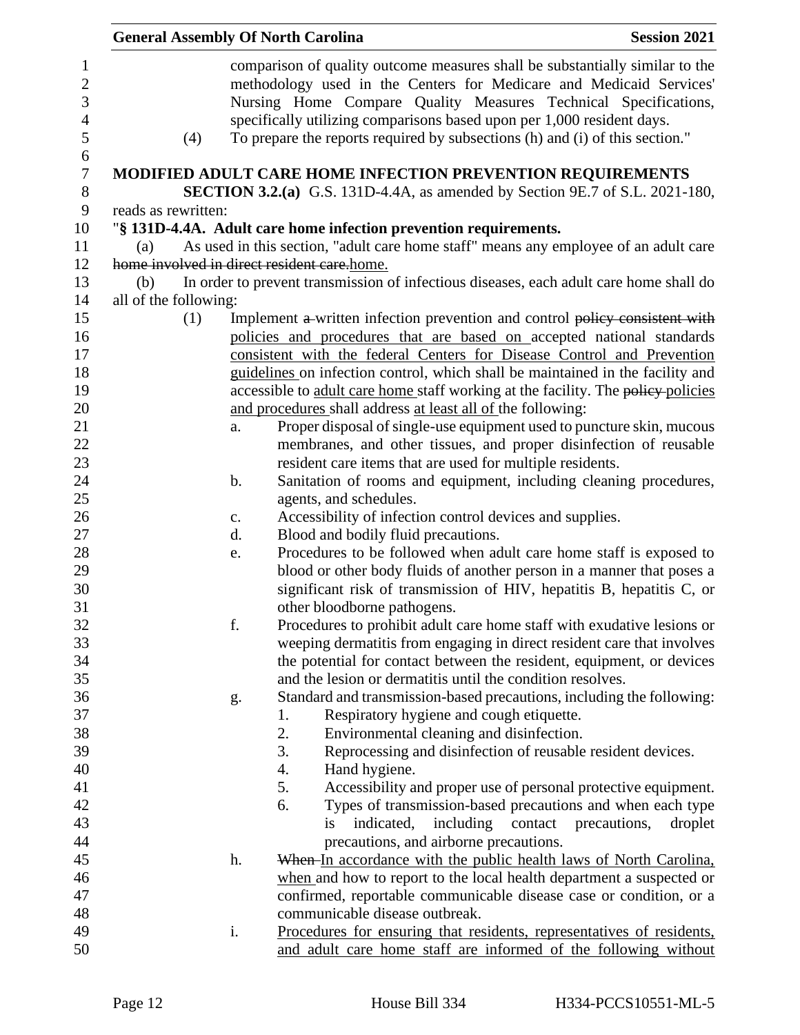comparison of quality outcome measures shall be substantially similar to the methodology used in the Centers for Medicare and Medicaid Services' Nursing Home Compare Quality Measures Technical Specifications, specifically utilizing comparisons based upon per 1,000 resident days.

(4) To prepare the reports required by subsections (h) and (i) of this section."

**MODIFIED ADULT CARE HOME INFECTION PREVENTION REQUIREMENTS**

**SECTION 3.2.(a)** G.S. 131D-4.4A, as amended by Section 9E.7 of S.L. 2021-180, reads as rewritten:

"**§ 131D-4.4A. Adult care home infection prevention requirements.**

(a) As used in this section, "adult care home staff" means any employee of an adult care ~~home involved in direct resident care.~~home.

(b) In order to prevent transmission of infectious diseases, each adult care home shall do all of the following:

(1) Implement ~~a~~ written infection prevention and control ~~policy consistent with~~ policies and procedures that are based on accepted national standards consistent with the federal Centers for Disease Control and Prevention guidelines on infection control, which shall be maintained in the facility and accessible to adult care home staff working at the facility. The ~~policy~~ policies and procedures shall address at least all of the following:

a. Proper disposal of single-use equipment used to puncture skin, mucous membranes, and other tissues, and proper disinfection of reusable resident care items that are used for multiple residents.

b. Sanitation of rooms and equipment, including cleaning procedures, agents, and schedules.

c. Accessibility of infection control devices and supplies.

d. Blood and bodily fluid precautions.

e. Procedures to be followed when adult care home staff is exposed to blood or other body fluids of another person in a manner that poses a significant risk of transmission of HIV, hepatitis B, hepatitis C, or other bloodborne pathogens.

f. Procedures to prohibit adult care home staff with exudative lesions or weeping dermatitis from engaging in direct resident care that involves the potential for contact between the resident, equipment, or devices and the lesion or dermatitis until the condition resolves.

g. Standard and transmission-based precautions, including the following:

1. Respiratory hygiene and cough etiquette.
2. Environmental cleaning and disinfection.
3. Reprocessing and disinfection of reusable resident devices.
4. Hand hygiene.
5. Accessibility and proper use of personal protective equipment.
6. Types of transmission-based precautions and when each type is indicated, including contact precautions, droplet precautions, and airborne precautions.

h. ~~When~~ In accordance with the public health laws of North Carolina, when and how to report to the local health department a suspected or confirmed, reportable communicable disease case or condition, or a communicable disease outbreak.

i. Procedures for ensuring that residents, representatives of residents, and adult care home staff are informed of the following without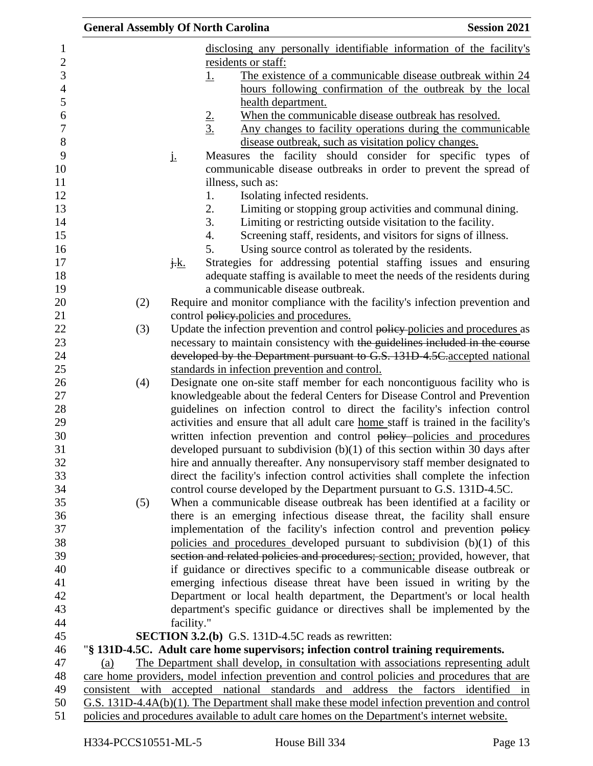disclosing any personally identifiable information of the facility's residents or staff:

1. The existence of a communicable disease outbreak within 24 hours following confirmation of the outbreak by the local health department.
2. When the communicable disease outbreak has resolved.
3. Any changes to facility operations during the communicable disease outbreak, such as visitation policy changes.

j. Measures the facility should consider for specific types of communicable disease outbreaks in order to prevent the spread of illness, such as:

1. Isolating infected residents.
2. Limiting or stopping group activities and communal dining.
3. Limiting or restricting outside visitation to the facility.
4. Screening staff, residents, and visitors for signs of illness.
5. Using source control as tolerated by the residents.

~~j.~~k. Strategies for addressing potential staffing issues and ensuring adequate staffing is available to meet the needs of the residents during a communicable disease outbreak.

(2) Require and monitor compliance with the facility's infection prevention and control ~~policy.~~policies and procedures.

(3) Update the infection prevention and control ~~policy~~ policies and procedures as necessary to maintain consistency with ~~the guidelines included in the course developed by the Department pursuant to G.S. 131D-4.5C.~~accepted national standards in infection prevention and control.

(4) Designate one on-site staff member for each noncontiguous facility who is knowledgeable about the federal Centers for Disease Control and Prevention guidelines on infection control to direct the facility's infection control activities and ensure that all adult care home staff is trained in the facility's written infection prevention and control ~~policy~~ policies and procedures developed pursuant to subdivision (b)(1) of this section within 30 days after hire and annually thereafter. Any nonsupervisory staff member designated to direct the facility's infection control activities shall complete the infection control course developed by the Department pursuant to G.S. 131D-4.5C.

(5) When a communicable disease outbreak has been identified at a facility or there is an emerging infectious disease threat, the facility shall ensure implementation of the facility's infection control and prevention ~~policy~~ policies and procedures developed pursuant to subdivision (b)(1) of this ~~section and related policies and procedures;~~ section; provided, however, that if guidance or directives specific to a communicable disease outbreak or emerging infectious disease threat have been issued in writing by the Department or local health department, the Department's or local health department's specific guidance or directives shall be implemented by the facility."

**SECTION 3.2.(b)** G.S. 131D-4.5C reads as rewritten:

"**§ 131D-4.5C. Adult care home supervisors; infection control training requirements.**

(a) The Department shall develop, in consultation with associations representing adult care home providers, model infection prevention and control policies and procedures that are consistent with accepted national standards and address the factors identified in G.S. 131D-4.4A(b)(1). The Department shall make these model infection prevention and control policies and procedures available to adult care homes on the Department's internet website.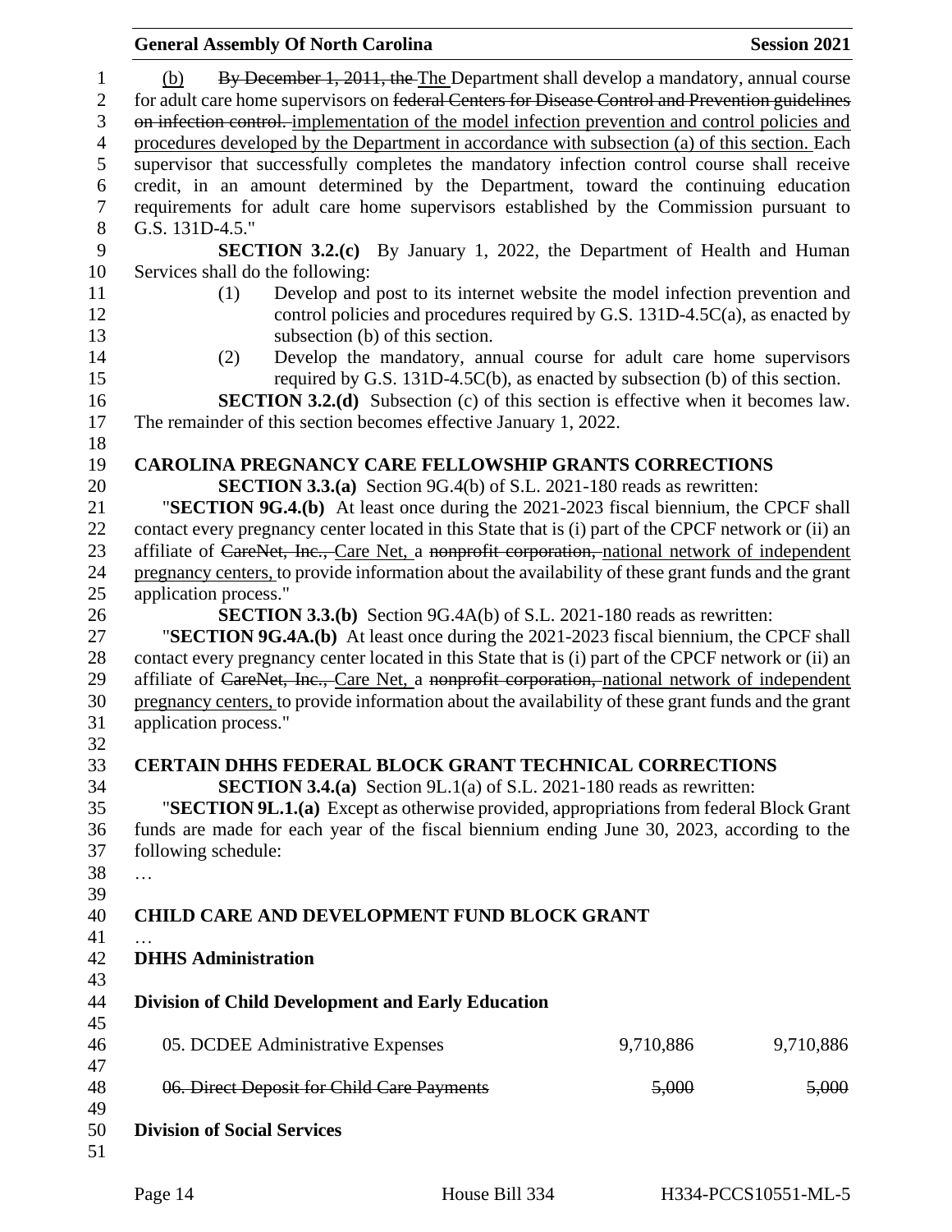(b) ~~By December 1, 2011, the~~ The Department shall develop a mandatory, annual course for adult care home supervisors on ~~federal Centers for Disease Control and Prevention guidelines on infection control.~~ implementation of the model infection prevention and control policies and procedures developed by the Department in accordance with subsection (a) of this section. Each supervisor that successfully completes the mandatory infection control course shall receive credit, in an amount determined by the Department, toward the continuing education requirements for adult care home supervisors established by the Commission pursuant to G.S. 131D-4.5."

**SECTION 3.2.(c)** By January 1, 2022, the Department of Health and Human Services shall do the following:

(1) Develop and post to its internet website the model infection prevention and control policies and procedures required by G.S. 131D-4.5C(a), as enacted by subsection (b) of this section.

(2) Develop the mandatory, annual course for adult care home supervisors required by G.S. 131D-4.5C(b), as enacted by subsection (b) of this section.

**SECTION 3.2.(d)** Subsection (c) of this section is effective when it becomes law. The remainder of this section becomes effective January 1, 2022.

**CAROLINA PREGNANCY CARE FELLOWSHIP GRANTS CORRECTIONS**

**SECTION 3.3.(a)** Section 9G.4(b) of S.L. 2021-180 reads as rewritten:

"**SECTION 9G.4.(b)** At least once during the 2021-2023 fiscal biennium, the CPCF shall contact every pregnancy center located in this State that is (i) part of the CPCF network or (ii) an affiliate of ~~CareNet, Inc.,~~ Care Net, a ~~nonprofit corporation,~~ national network of independent pregnancy centers, to provide information about the availability of these grant funds and the grant application process."

**SECTION 3.3.(b)** Section 9G.4A(b) of S.L. 2021-180 reads as rewritten:

"**SECTION 9G.4A.(b)** At least once during the 2021-2023 fiscal biennium, the CPCF shall contact every pregnancy center located in this State that is (i) part of the CPCF network or (ii) an affiliate of ~~CareNet, Inc.,~~ Care Net, a ~~nonprofit corporation,~~ national network of independent pregnancy centers, to provide information about the availability of these grant funds and the grant application process."

**CERTAIN DHHS FEDERAL BLOCK GRANT TECHNICAL CORRECTIONS**

**SECTION 3.4.(a)** Section 9L.1(a) of S.L. 2021-180 reads as rewritten:

"**SECTION 9L.1.(a)** Except as otherwise provided, appropriations from federal Block Grant funds are made for each year of the fiscal biennium ending June 30, 2023, according to the following schedule:

…

**CHILD CARE AND DEVELOPMENT FUND BLOCK GRANT**

…

**DHHS Administration**

**Division of Child Development and Early Education**

| | | |
|---|---|---|
| 05. DCDEE Administrative Expenses | 9,710,886 | 9,710,886 |
| ~~06. Direct Deposit for Child Care Payments~~ | ~~5,000~~ | ~~5,000~~ |

**Division of Social Services**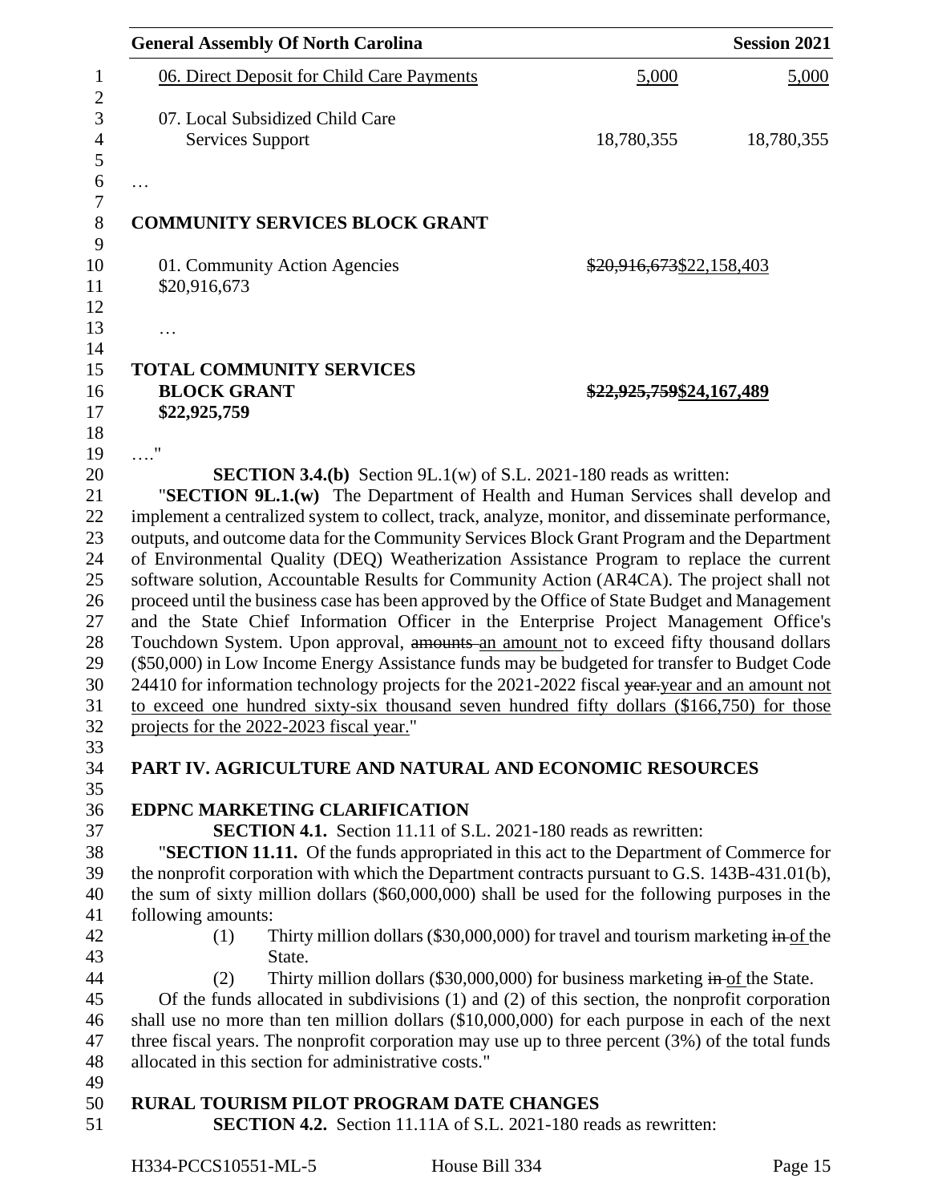| | | |
|---|---|---|
| 06. Direct Deposit for Child Care Payments | 5,000 | 5,000 |
| 07. Local Subsidized Child Care Services Support | 18,780,355 | 18,780,355 |

…

**COMMUNITY SERVICES BLOCK GRANT**

01. Community Action Agencies ~~$20,916,673~~$22,158,403
$20,916,673

…

**TOTAL COMMUNITY SERVICES BLOCK GRANT** **~~$22,925,759~~$24,167,489**
**$22,925,759**

…."

**SECTION 3.4.(b)** Section 9L.1(w) of S.L. 2021-180 reads as written:

"**SECTION 9L.1.(w)** The Department of Health and Human Services shall develop and implement a centralized system to collect, track, analyze, monitor, and disseminate performance, outputs, and outcome data for the Community Services Block Grant Program and the Department of Environmental Quality (DEQ) Weatherization Assistance Program to replace the current software solution, Accountable Results for Community Action (AR4CA). The project shall not proceed until the business case has been approved by the Office of State Budget and Management and the State Chief Information Officer in the Enterprise Project Management Office's Touchdown System. Upon approval, ~~amounts~~ an amount not to exceed fifty thousand dollars ($50,000) in Low Income Energy Assistance funds may be budgeted for transfer to Budget Code 24410 for information technology projects for the 2021-2022 fiscal ~~year.~~year and an amount not to exceed one hundred sixty-six thousand seven hundred fifty dollars ($166,750) for those projects for the 2022-2023 fiscal year."

## PART IV. AGRICULTURE AND NATURAL AND ECONOMIC RESOURCES

### EDPNC MARKETING CLARIFICATION

**SECTION 4.1.** Section 11.11 of S.L. 2021-180 reads as rewritten:

"**SECTION 11.11.** Of the funds appropriated in this act to the Department of Commerce for the nonprofit corporation with which the Department contracts pursuant to G.S. 143B-431.01(b), the sum of sixty million dollars ($60,000,000) shall be used for the following purposes in the following amounts:

(1) Thirty million dollars ($30,000,000) for travel and tourism marketing ~~in~~ of the State.

(2) Thirty million dollars ($30,000,000) for business marketing ~~in~~ of the State.

Of the funds allocated in subdivisions (1) and (2) of this section, the nonprofit corporation shall use no more than ten million dollars ($10,000,000) for each purpose in each of the next three fiscal years. The nonprofit corporation may use up to three percent (3%) of the total funds allocated in this section for administrative costs."

### RURAL TOURISM PILOT PROGRAM DATE CHANGES

**SECTION 4.2.** Section 11.11A of S.L. 2021-180 reads as rewritten: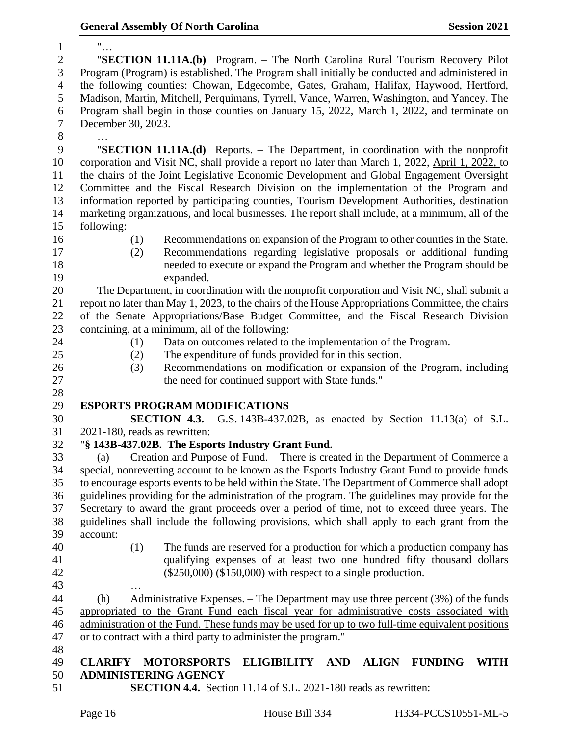"…

"**SECTION 11.11A.(b)** Program. – The North Carolina Rural Tourism Recovery Pilot Program (Program) is established. The Program shall initially be conducted and administered in the following counties: Chowan, Edgecombe, Gates, Graham, Halifax, Haywood, Hertford, Madison, Martin, Mitchell, Perquimans, Tyrrell, Vance, Warren, Washington, and Yancey. The Program shall begin in those counties on ~~January 15, 2022,~~ <u>March 1, 2022,</u> and terminate on December 30, 2023.

…

"**SECTION 11.11A.(d)** Reports. – The Department, in coordination with the nonprofit corporation and Visit NC, shall provide a report no later than ~~March 1, 2022,~~ <u>April 1, 2022,</u> to the chairs of the Joint Legislative Economic Development and Global Engagement Oversight Committee and the Fiscal Research Division on the implementation of the Program and information reported by participating counties, Tourism Development Authorities, destination marketing organizations, and local businesses. The report shall include, at a minimum, all of the following:

(1) Recommendations on expansion of the Program to other counties in the State.
(2) Recommendations regarding legislative proposals or additional funding needed to execute or expand the Program and whether the Program should be expanded.

The Department, in coordination with the nonprofit corporation and Visit NC, shall submit a report no later than May 1, 2023, to the chairs of the House Appropriations Committee, the chairs of the Senate Appropriations/Base Budget Committee, and the Fiscal Research Division containing, at a minimum, all of the following:

(1) Data on outcomes related to the implementation of the Program.
(2) The expenditure of funds provided for in this section.
(3) Recommendations on modification or expansion of the Program, including the need for continued support with State funds."

**ESPORTS PROGRAM MODIFICATIONS**

**SECTION 4.3.** G.S. 143B-437.02B, as enacted by Section 11.13(a) of S.L. 2021-180, reads as rewritten:

"**§ 143B-437.02B. The Esports Industry Grant Fund.**

(a) Creation and Purpose of Fund. – There is created in the Department of Commerce a special, nonreverting account to be known as the Esports Industry Grant Fund to provide funds to encourage esports events to be held within the State. The Department of Commerce shall adopt guidelines providing for the administration of the program. The guidelines may provide for the Secretary to award the grant proceeds over a period of time, not to exceed three years. The guidelines shall include the following provisions, which shall apply to each grant from the account:

(1) The funds are reserved for a production for which a production company has qualifying expenses of at least ~~two~~ <u>one</u> hundred fifty thousand dollars ~~($250,000)~~ <u>($150,000)</u> with respect to a single production.

…

<u>(h) Administrative Expenses. – The Department may use three percent (3%) of the funds appropriated to the Grant Fund each fiscal year for administrative costs associated with administration of the Fund. These funds may be used for up to two full-time equivalent positions or to contract with a third party to administer the program.</u>"

**CLARIFY MOTORSPORTS ELIGIBILITY AND ALIGN FUNDING WITH ADMINISTERING AGENCY**

**SECTION 4.4.** Section 11.14 of S.L. 2021-180 reads as rewritten: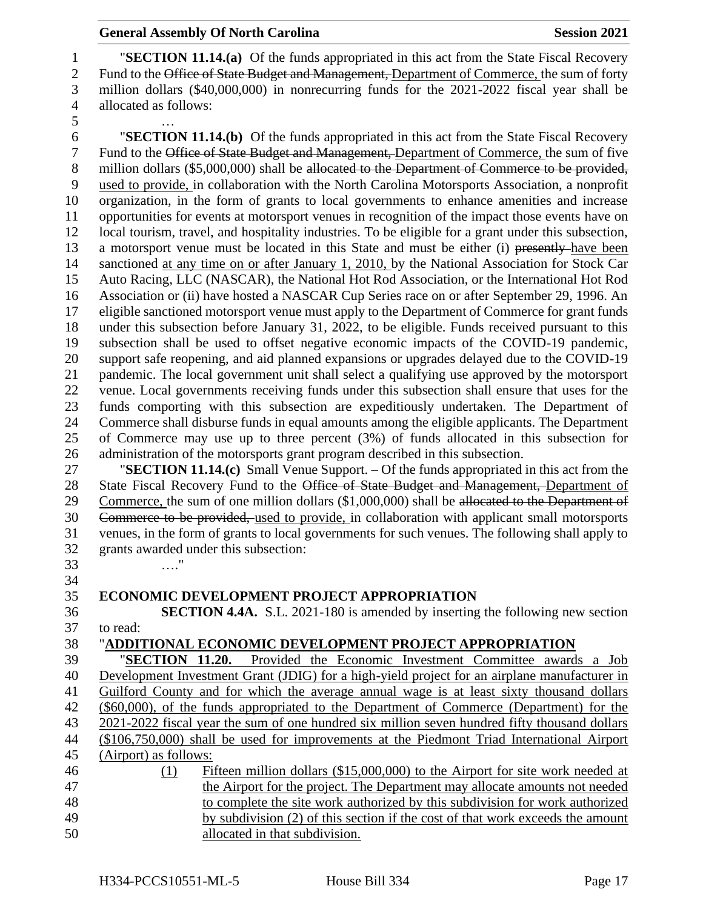"**SECTION 11.14.(a)** Of the funds appropriated in this act from the State Fiscal Recovery Fund to the ~~Office of State Budget and Management,~~ Department of Commerce, the sum of forty million dollars ($40,000,000) in nonrecurring funds for the 2021-2022 fiscal year shall be allocated as follows:

…

"**SECTION 11.14.(b)** Of the funds appropriated in this act from the State Fiscal Recovery Fund to the ~~Office of State Budget and Management,~~ Department of Commerce, the sum of five million dollars ($5,000,000) shall be ~~allocated to the Department of Commerce to be provided,~~ used to provide, in collaboration with the North Carolina Motorsports Association, a nonprofit organization, in the form of grants to local governments to enhance amenities and increase opportunities for events at motorsport venues in recognition of the impact those events have on local tourism, travel, and hospitality industries. To be eligible for a grant under this subsection, a motorsport venue must be located in this State and must be either (i) ~~presently~~ have been sanctioned at any time on or after January 1, 2010, by the National Association for Stock Car Auto Racing, LLC (NASCAR), the National Hot Rod Association, or the International Hot Rod Association or (ii) have hosted a NASCAR Cup Series race on or after September 29, 1996. An eligible sanctioned motorsport venue must apply to the Department of Commerce for grant funds under this subsection before January 31, 2022, to be eligible. Funds received pursuant to this subsection shall be used to offset negative economic impacts of the COVID-19 pandemic, support safe reopening, and aid planned expansions or upgrades delayed due to the COVID-19 pandemic. The local government unit shall select a qualifying use approved by the motorsport venue. Local governments receiving funds under this subsection shall ensure that uses for the funds comporting with this subsection are expeditiously undertaken. The Department of Commerce shall disburse funds in equal amounts among the eligible applicants. The Department of Commerce may use up to three percent (3%) of funds allocated in this subsection for administration of the motorsports grant program described in this subsection.

"**SECTION 11.14.(c)** Small Venue Support. – Of the funds appropriated in this act from the State Fiscal Recovery Fund to the ~~Office of State Budget and Management,~~ Department of Commerce, the sum of one million dollars ($1,000,000) shall be ~~allocated to the Department of Commerce to be provided,~~ used to provide, in collaboration with applicant small motorsports venues, in the form of grants to local governments for such venues. The following shall apply to grants awarded under this subsection:

…."

**ECONOMIC DEVELOPMENT PROJECT APPROPRIATION**

**SECTION 4.4A.** S.L. 2021-180 is amended by inserting the following new section to read:

"**ADDITIONAL ECONOMIC DEVELOPMENT PROJECT APPROPRIATION**

"**SECTION 11.20.** Provided the Economic Investment Committee awards a Job Development Investment Grant (JDIG) for a high-yield project for an airplane manufacturer in Guilford County and for which the average annual wage is at least sixty thousand dollars ($60,000), of the funds appropriated to the Department of Commerce (Department) for the 2021-2022 fiscal year the sum of one hundred six million seven hundred fifty thousand dollars ($106,750,000) shall be used for improvements at the Piedmont Triad International Airport (Airport) as follows:

(1) Fifteen million dollars ($15,000,000) to the Airport for site work needed at the Airport for the project. The Department may allocate amounts not needed to complete the site work authorized by this subdivision for work authorized by subdivision (2) of this section if the cost of that work exceeds the amount allocated in that subdivision.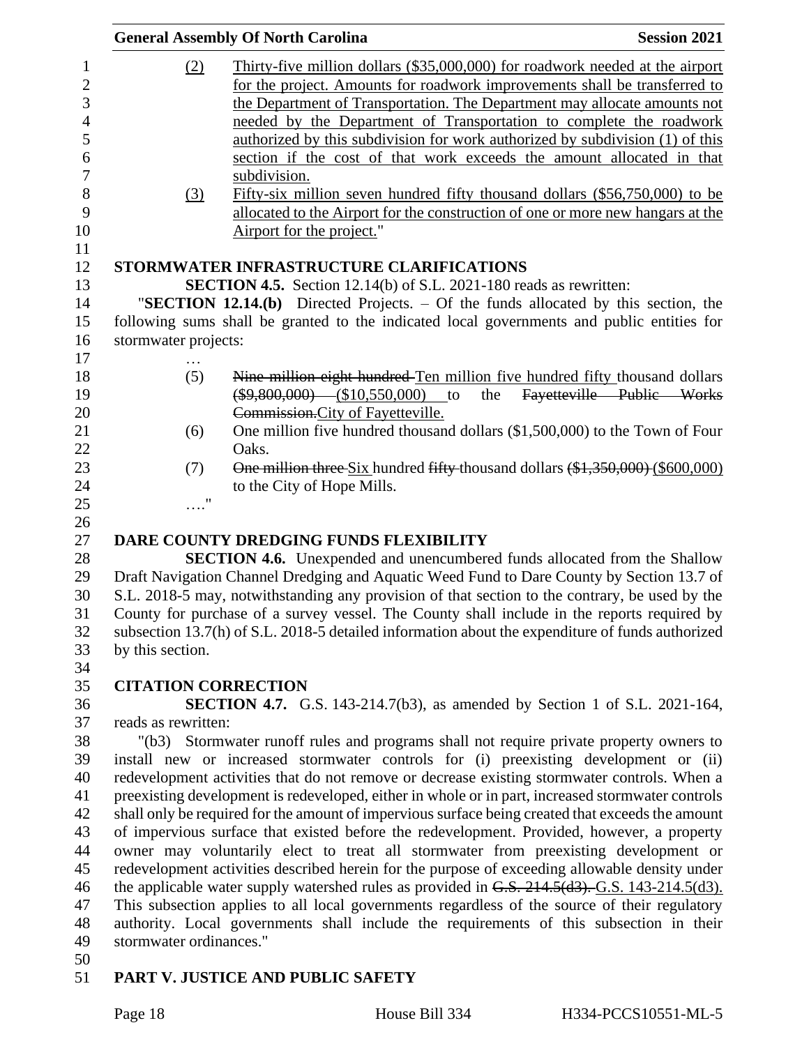(2) Thirty-five million dollars ($35,000,000) for roadwork needed at the airport for the project. Amounts for roadwork improvements shall be transferred to the Department of Transportation. The Department may allocate amounts not needed by the Department of Transportation to complete the roadwork authorized by this subdivision for work authorized by subdivision (1) of this section if the cost of that work exceeds the amount allocated in that subdivision.

(3) Fifty-six million seven hundred fifty thousand dollars ($56,750,000) to be allocated to the Airport for the construction of one or more new hangars at the Airport for the project."

## STORMWATER INFRASTRUCTURE CLARIFICATIONS

**SECTION 4.5.** Section 12.14(b) of S.L. 2021-180 reads as rewritten:

"**SECTION 12.14.(b)** Directed Projects. – Of the funds allocated by this section, the following sums shall be granted to the indicated local governments and public entities for stormwater projects:

…

(5) ~~Nine million eight hundred~~ Ten million five hundred fifty thousand dollars ~~($9,800,000)~~ ($10,550,000) to the ~~Fayetteville Public Works Commission.~~City of Fayetteville.

(6) One million five hundred thousand dollars ($1,500,000) to the Town of Four Oaks.

(7) ~~One million three~~ Six hundred ~~fifty~~ thousand dollars ~~($1,350,000)~~ ($600,000) to the City of Hope Mills.

…."

## DARE COUNTY DREDGING FUNDS FLEXIBILITY

**SECTION 4.6.** Unexpended and unencumbered funds allocated from the Shallow Draft Navigation Channel Dredging and Aquatic Weed Fund to Dare County by Section 13.7 of S.L. 2018-5 may, notwithstanding any provision of that section to the contrary, be used by the County for purchase of a survey vessel. The County shall include in the reports required by subsection 13.7(h) of S.L. 2018-5 detailed information about the expenditure of funds authorized by this section.

## CITATION CORRECTION

**SECTION 4.7.** G.S. 143-214.7(b3), as amended by Section 1 of S.L. 2021-164, reads as rewritten:

"(b3) Stormwater runoff rules and programs shall not require private property owners to install new or increased stormwater controls for (i) preexisting development or (ii) redevelopment activities that do not remove or decrease existing stormwater controls. When a preexisting development is redeveloped, either in whole or in part, increased stormwater controls shall only be required for the amount of impervious surface being created that exceeds the amount of impervious surface that existed before the redevelopment. Provided, however, a property owner may voluntarily elect to treat all stormwater from preexisting development or redevelopment activities described herein for the purpose of exceeding allowable density under the applicable water supply watershed rules as provided in ~~G.S. 214.5(d3).~~ G.S. 143-214.5(d3). This subsection applies to all local governments regardless of the source of their regulatory authority. Local governments shall include the requirements of this subsection in their stormwater ordinances."

# PART V. JUSTICE AND PUBLIC SAFETY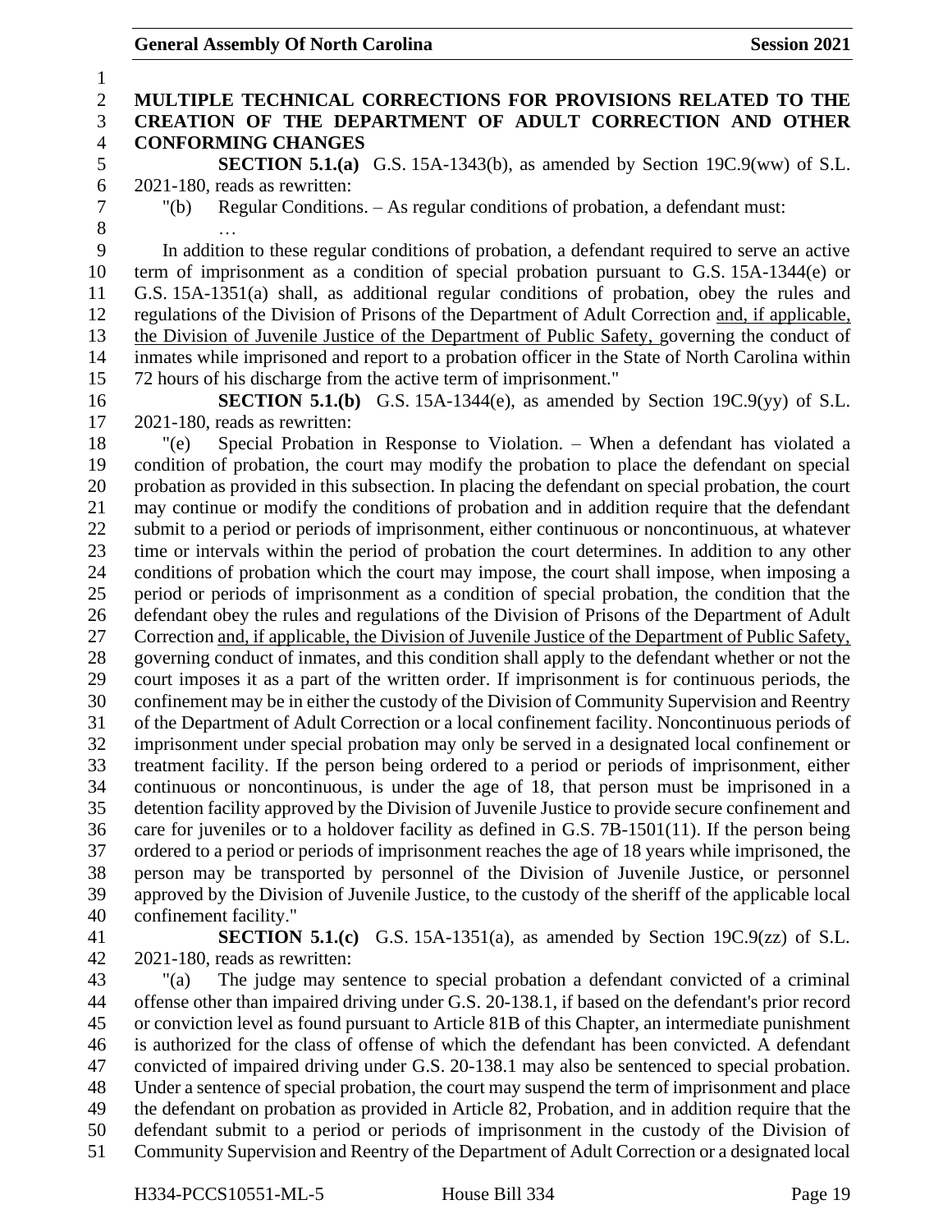**MULTIPLE TECHNICAL CORRECTIONS FOR PROVISIONS RELATED TO THE CREATION OF THE DEPARTMENT OF ADULT CORRECTION AND OTHER CONFORMING CHANGES**

**SECTION 5.1.(a)** G.S. 15A-1343(b), as amended by Section 19C.9(ww) of S.L. 2021-180, reads as rewritten:

"(b) Regular Conditions. – As regular conditions of probation, a defendant must:

…

In addition to these regular conditions of probation, a defendant required to serve an active term of imprisonment as a condition of special probation pursuant to G.S. 15A-1344(e) or G.S. 15A-1351(a) shall, as additional regular conditions of probation, obey the rules and regulations of the Division of Prisons of the Department of Adult Correction <u>and, if applicable, the Division of Juvenile Justice of the Department of Public Safety,</u> governing the conduct of inmates while imprisoned and report to a probation officer in the State of North Carolina within 72 hours of his discharge from the active term of imprisonment."

**SECTION 5.1.(b)** G.S. 15A-1344(e), as amended by Section 19C.9(yy) of S.L. 2021-180, reads as rewritten:

"(e) Special Probation in Response to Violation. – When a defendant has violated a condition of probation, the court may modify the probation to place the defendant on special probation as provided in this subsection. In placing the defendant on special probation, the court may continue or modify the conditions of probation and in addition require that the defendant submit to a period or periods of imprisonment, either continuous or noncontinuous, at whatever time or intervals within the period of probation the court determines. In addition to any other conditions of probation which the court may impose, the court shall impose, when imposing a period or periods of imprisonment as a condition of special probation, the condition that the defendant obey the rules and regulations of the Division of Prisons of the Department of Adult Correction <u>and, if applicable, the Division of Juvenile Justice of the Department of Public Safety,</u> governing conduct of inmates, and this condition shall apply to the defendant whether or not the court imposes it as a part of the written order. If imprisonment is for continuous periods, the confinement may be in either the custody of the Division of Community Supervision and Reentry of the Department of Adult Correction or a local confinement facility. Noncontinuous periods of imprisonment under special probation may only be served in a designated local confinement or treatment facility. If the person being ordered to a period or periods of imprisonment, either continuous or noncontinuous, is under the age of 18, that person must be imprisoned in a detention facility approved by the Division of Juvenile Justice to provide secure confinement and care for juveniles or to a holdover facility as defined in G.S. 7B-1501(11). If the person being ordered to a period or periods of imprisonment reaches the age of 18 years while imprisoned, the person may be transported by personnel of the Division of Juvenile Justice, or personnel approved by the Division of Juvenile Justice, to the custody of the sheriff of the applicable local confinement facility."

**SECTION 5.1.(c)** G.S. 15A-1351(a), as amended by Section 19C.9(zz) of S.L. 2021-180, reads as rewritten:

"(a) The judge may sentence to special probation a defendant convicted of a criminal offense other than impaired driving under G.S. 20-138.1, if based on the defendant's prior record or conviction level as found pursuant to Article 81B of this Chapter, an intermediate punishment is authorized for the class of offense of which the defendant has been convicted. A defendant convicted of impaired driving under G.S. 20-138.1 may also be sentenced to special probation. Under a sentence of special probation, the court may suspend the term of imprisonment and place the defendant on probation as provided in Article 82, Probation, and in addition require that the defendant submit to a period or periods of imprisonment in the custody of the Division of Community Supervision and Reentry of the Department of Adult Correction or a designated local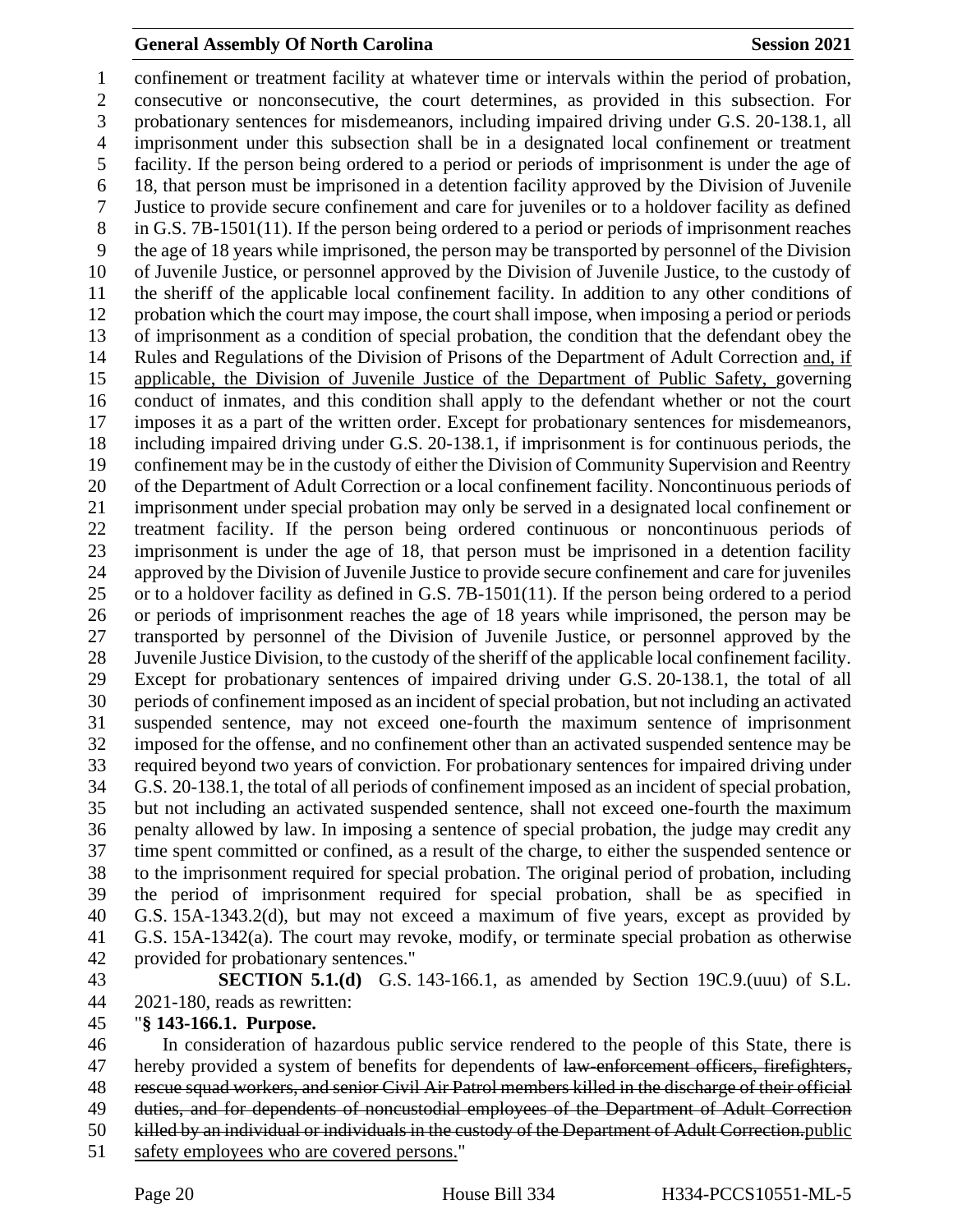confinement or treatment facility at whatever time or intervals within the period of probation, consecutive or nonconsecutive, the court determines, as provided in this subsection. For probationary sentences for misdemeanors, including impaired driving under G.S. 20-138.1, all imprisonment under this subsection shall be in a designated local confinement or treatment facility. If the person being ordered to a period or periods of imprisonment is under the age of 18, that person must be imprisoned in a detention facility approved by the Division of Juvenile Justice to provide secure confinement and care for juveniles or to a holdover facility as defined in G.S. 7B-1501(11). If the person being ordered to a period or periods of imprisonment reaches the age of 18 years while imprisoned, the person may be transported by personnel of the Division of Juvenile Justice, or personnel approved by the Division of Juvenile Justice, to the custody of the sheriff of the applicable local confinement facility. In addition to any other conditions of probation which the court may impose, the court shall impose, when imposing a period or periods of imprisonment as a condition of special probation, the condition that the defendant obey the Rules and Regulations of the Division of Prisons of the Department of Adult Correction <u>and, if applicable, the Division of Juvenile Justice of the Department of Public Safety,</u> governing conduct of inmates, and this condition shall apply to the defendant whether or not the court imposes it as a part of the written order. Except for probationary sentences for misdemeanors, including impaired driving under G.S. 20-138.1, if imprisonment is for continuous periods, the confinement may be in the custody of either the Division of Community Supervision and Reentry of the Department of Adult Correction or a local confinement facility. Noncontinuous periods of imprisonment under special probation may only be served in a designated local confinement or treatment facility. If the person being ordered continuous or noncontinuous periods of imprisonment is under the age of 18, that person must be imprisoned in a detention facility approved by the Division of Juvenile Justice to provide secure confinement and care for juveniles or to a holdover facility as defined in G.S. 7B-1501(11). If the person being ordered to a period or periods of imprisonment reaches the age of 18 years while imprisoned, the person may be transported by personnel of the Division of Juvenile Justice, or personnel approved by the Juvenile Justice Division, to the custody of the sheriff of the applicable local confinement facility. Except for probationary sentences of impaired driving under G.S. 20-138.1, the total of all periods of confinement imposed as an incident of special probation, but not including an activated suspended sentence, may not exceed one-fourth the maximum sentence of imprisonment imposed for the offense, and no confinement other than an activated suspended sentence may be required beyond two years of conviction. For probationary sentences for impaired driving under G.S. 20-138.1, the total of all periods of confinement imposed as an incident of special probation, but not including an activated suspended sentence, shall not exceed one-fourth the maximum penalty allowed by law. In imposing a sentence of special probation, the judge may credit any time spent committed or confined, as a result of the charge, to either the suspended sentence or to the imprisonment required for special probation. The original period of probation, including the period of imprisonment required for special probation, shall be as specified in G.S. 15A-1343.2(d), but may not exceed a maximum of five years, except as provided by G.S. 15A-1342(a). The court may revoke, modify, or terminate special probation as otherwise provided for probationary sentences."

**SECTION 5.1.(d)** G.S. 143-166.1, as amended by Section 19C.9.(uuu) of S.L. 2021-180, reads as rewritten:

"**§ 143-166.1. Purpose.**

In consideration of hazardous public service rendered to the people of this State, there is hereby provided a system of benefits for dependents of ~~law-enforcement officers, firefighters, rescue squad workers, and senior Civil Air Patrol members killed in the discharge of their official duties, and for dependents of noncustodial employees of the Department of Adult Correction killed by an individual or individuals in the custody of the Department of Adult Correction.~~<u>public safety employees who are covered persons.</u>"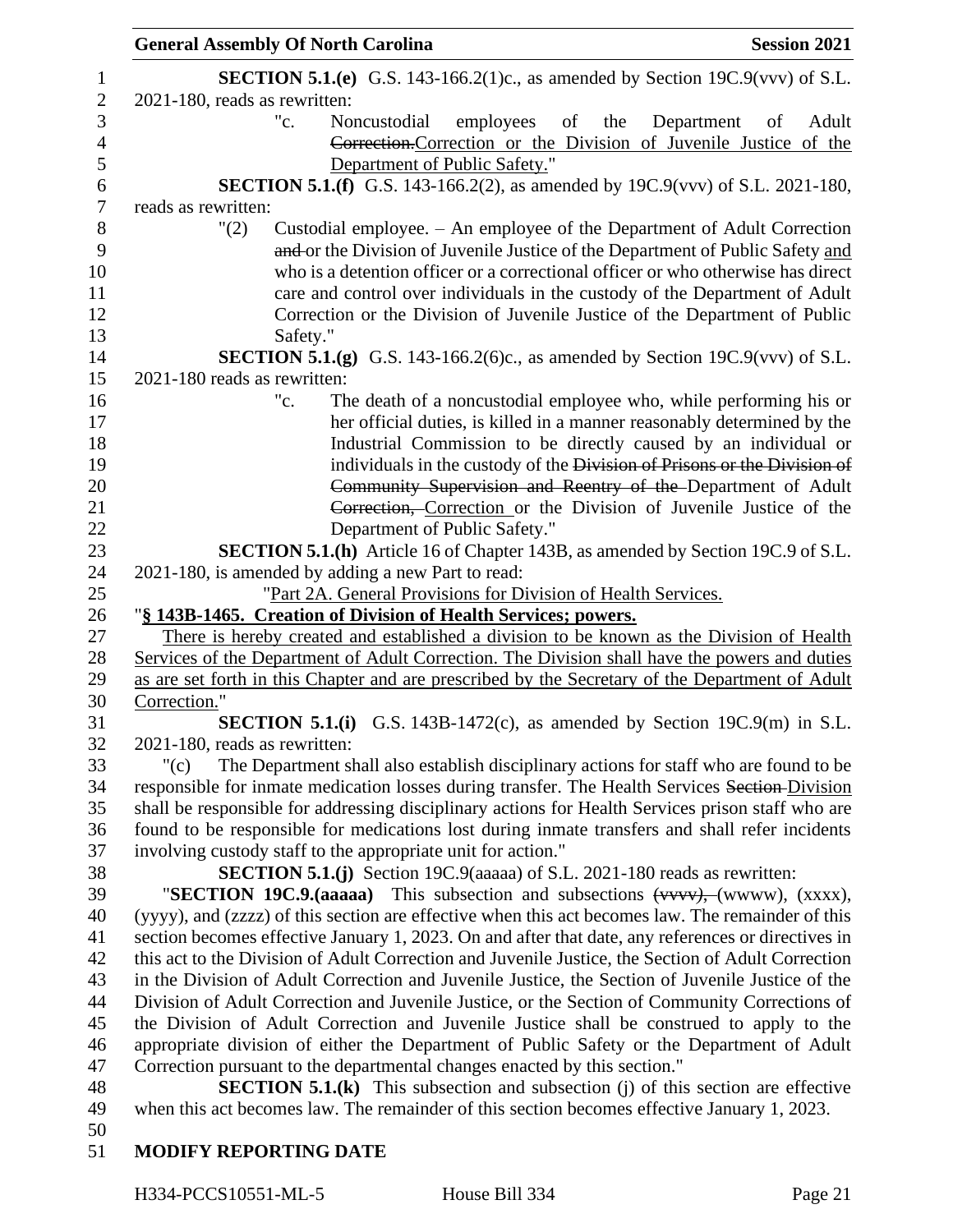**SECTION 5.1.(e)** G.S. 143-166.2(1)c., as amended by Section 19C.9(vvv) of S.L. 2021-180, reads as rewritten:

"c. Noncustodial employees of the Department of Adult ~~Correction.~~Correction or the Division of Juvenile Justice of the Department of Public Safety."

**SECTION 5.1.(f)** G.S. 143-166.2(2), as amended by 19C.9(vvv) of S.L. 2021-180, reads as rewritten:

"(2) Custodial employee. – An employee of the Department of Adult Correction ~~and~~ or the Division of Juvenile Justice of the Department of Public Safety and who is a detention officer or a correctional officer or who otherwise has direct care and control over individuals in the custody of the Department of Adult Correction or the Division of Juvenile Justice of the Department of Public Safety."

**SECTION 5.1.(g)** G.S. 143-166.2(6)c., as amended by Section 19C.9(vvv) of S.L. 2021-180 reads as rewritten:

"c. The death of a noncustodial employee who, while performing his or her official duties, is killed in a manner reasonably determined by the Industrial Commission to be directly caused by an individual or individuals in the custody of the ~~Division of Prisons or the Division of Community Supervision and Reentry of the~~ Department of Adult ~~Correction,~~ Correction or the Division of Juvenile Justice of the Department of Public Safety."

**SECTION 5.1.(h)** Article 16 of Chapter 143B, as amended by Section 19C.9 of S.L. 2021-180, is amended by adding a new Part to read:

"Part 2A. General Provisions for Division of Health Services.

"**§ 143B-1465. Creation of Division of Health Services; powers.**

There is hereby created and established a division to be known as the Division of Health Services of the Department of Adult Correction. The Division shall have the powers and duties as are set forth in this Chapter and are prescribed by the Secretary of the Department of Adult Correction."

**SECTION 5.1.(i)** G.S. 143B-1472(c), as amended by Section 19C.9(m) in S.L. 2021-180, reads as rewritten:

"(c) The Department shall also establish disciplinary actions for staff who are found to be responsible for inmate medication losses during transfer. The Health Services ~~Section~~ Division shall be responsible for addressing disciplinary actions for Health Services prison staff who are found to be responsible for medications lost during inmate transfers and shall refer incidents involving custody staff to the appropriate unit for action."

**SECTION 5.1.(j)** Section 19C.9(aaaaa) of S.L. 2021-180 reads as rewritten:

"**SECTION 19C.9.(aaaaa)** This subsection and subsections ~~(vvvv),~~ (wwww), (xxxx), (yyyy), and (zzzz) of this section are effective when this act becomes law. The remainder of this section becomes effective January 1, 2023. On and after that date, any references or directives in this act to the Division of Adult Correction and Juvenile Justice, the Section of Adult Correction in the Division of Adult Correction and Juvenile Justice, the Section of Juvenile Justice of the Division of Adult Correction and Juvenile Justice, or the Section of Community Corrections of the Division of Adult Correction and Juvenile Justice shall be construed to apply to the appropriate division of either the Department of Public Safety or the Department of Adult Correction pursuant to the departmental changes enacted by this section."

**SECTION 5.1.(k)** This subsection and subsection (j) of this section are effective when this act becomes law. The remainder of this section becomes effective January 1, 2023.

**MODIFY REPORTING DATE**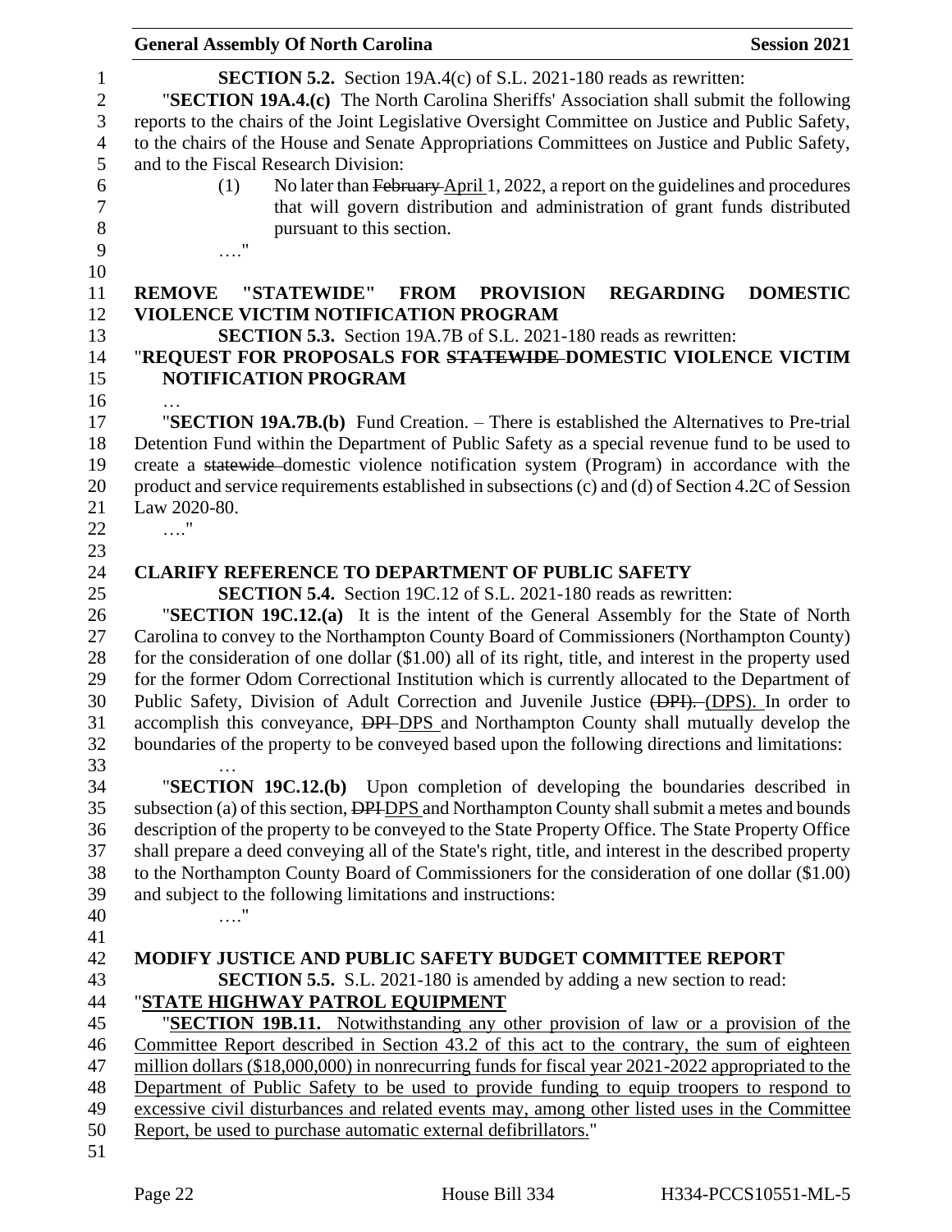**SECTION 5.2.** Section 19A.4(c) of S.L. 2021-180 reads as rewritten:

"**SECTION 19A.4.(c)** The North Carolina Sheriffs' Association shall submit the following reports to the chairs of the Joint Legislative Oversight Committee on Justice and Public Safety, to the chairs of the House and Senate Appropriations Committees on Justice and Public Safety, and to the Fiscal Research Division:

(1) No later than ~~February~~ April 1, 2022, a report on the guidelines and procedures that will govern distribution and administration of grant funds distributed pursuant to this section.

…."

**REMOVE "STATEWIDE" FROM PROVISION REGARDING DOMESTIC VIOLENCE VICTIM NOTIFICATION PROGRAM**

**SECTION 5.3.** Section 19A.7B of S.L. 2021-180 reads as rewritten:

"**REQUEST FOR PROPOSALS FOR ~~STATEWIDE~~ DOMESTIC VIOLENCE VICTIM NOTIFICATION PROGRAM**

…

"**SECTION 19A.7B.(b)** Fund Creation. – There is established the Alternatives to Pre-trial Detention Fund within the Department of Public Safety as a special revenue fund to be used to create a ~~statewide~~ domestic violence notification system (Program) in accordance with the product and service requirements established in subsections (c) and (d) of Section 4.2C of Session Law 2020-80.

…."

**CLARIFY REFERENCE TO DEPARTMENT OF PUBLIC SAFETY**

**SECTION 5.4.** Section 19C.12 of S.L. 2021-180 reads as rewritten:

"**SECTION 19C.12.(a)** It is the intent of the General Assembly for the State of North Carolina to convey to the Northampton County Board of Commissioners (Northampton County) for the consideration of one dollar ($1.00) all of its right, title, and interest in the property used for the former Odom Correctional Institution which is currently allocated to the Department of Public Safety, Division of Adult Correction and Juvenile Justice ~~(DPI).~~ (DPS). In order to accomplish this conveyance, ~~DPI~~ DPS and Northampton County shall mutually develop the boundaries of the property to be conveyed based upon the following directions and limitations:

…

"**SECTION 19C.12.(b)** Upon completion of developing the boundaries described in subsection (a) of this section, ~~DPI~~ DPS and Northampton County shall submit a metes and bounds description of the property to be conveyed to the State Property Office. The State Property Office shall prepare a deed conveying all of the State's right, title, and interest in the described property to the Northampton County Board of Commissioners for the consideration of one dollar ($1.00) and subject to the following limitations and instructions:

…."

**MODIFY JUSTICE AND PUBLIC SAFETY BUDGET COMMITTEE REPORT**

**SECTION 5.5.** S.L. 2021-180 is amended by adding a new section to read:

"<u>**STATE HIGHWAY PATROL EQUIPMENT**</u>

"<u>**SECTION 19B.11.** Notwithstanding any other provision of law or a provision of the Committee Report described in Section 43.2 of this act to the contrary, the sum of eighteen million dollars ($18,000,000) in nonrecurring funds for fiscal year 2021-2022 appropriated to the Department of Public Safety to be used to provide funding to equip troopers to respond to excessive civil disturbances and related events may, among other listed uses in the Committee Report, be used to purchase automatic external defibrillators.</u>"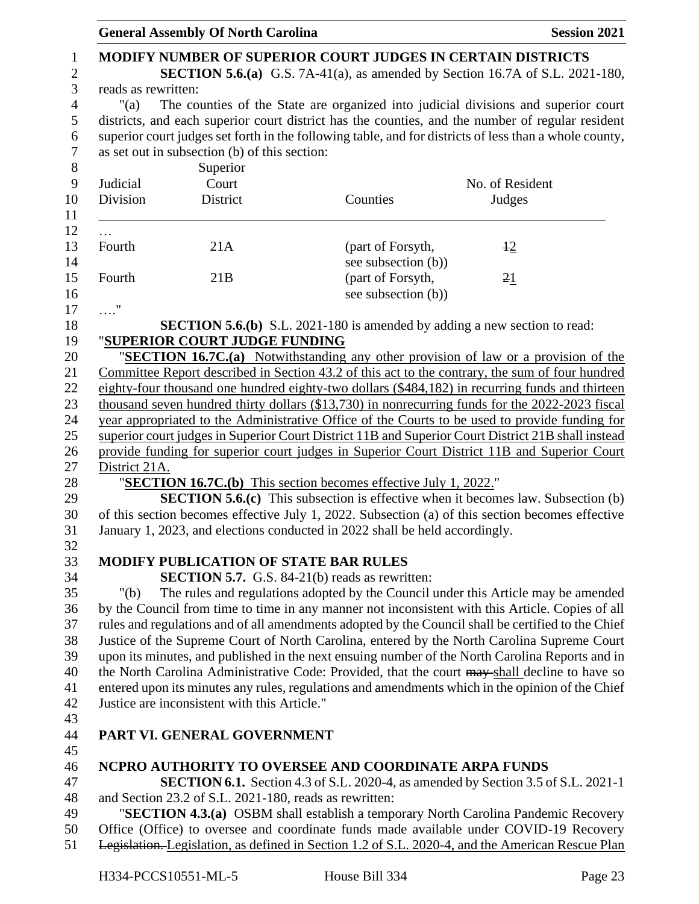**MODIFY NUMBER OF SUPERIOR COURT JUDGES IN CERTAIN DISTRICTS**

**SECTION 5.6.(a)** G.S. 7A-41(a), as amended by Section 16.7A of S.L. 2021-180, reads as rewritten:

"(a) The counties of the State are organized into judicial divisions and superior court districts, and each superior court district has the counties, and the number of regular resident superior court judges set forth in the following table, and for districts of less than a whole county, as set out in subsection (b) of this section:

| Judicial Division | Superior Court District | Counties | No. of Resident Judges |
|---|---|---|---|
| … | | | |
| Fourth | 21A | (part of Forsyth, see subsection (b)) | ~~1~~2 |
| Fourth | 21B | (part of Forsyth, see subsection (b)) | ~~2~~1 |

…."

**SECTION 5.6.(b)** S.L. 2021-180 is amended by adding a new section to read:

"**SUPERIOR COURT JUDGE FUNDING**

"**SECTION 16.7C.(a)** Notwithstanding any other provision of law or a provision of the Committee Report described in Section 43.2 of this act to the contrary, the sum of four hundred eighty-four thousand one hundred eighty-two dollars ($484,182) in recurring funds and thirteen thousand seven hundred thirty dollars ($13,730) in nonrecurring funds for the 2022-2023 fiscal year appropriated to the Administrative Office of the Courts to be used to provide funding for superior court judges in Superior Court District 11B and Superior Court District 21B shall instead provide funding for superior court judges in Superior Court District 11B and Superior Court District 21A.

"**SECTION 16.7C.(b)** This section becomes effective July 1, 2022."

**SECTION 5.6.(c)** This subsection is effective when it becomes law. Subsection (b) of this section becomes effective July 1, 2022. Subsection (a) of this section becomes effective January 1, 2023, and elections conducted in 2022 shall be held accordingly.

**MODIFY PUBLICATION OF STATE BAR RULES**

**SECTION 5.7.** G.S. 84-21(b) reads as rewritten:

"(b) The rules and regulations adopted by the Council under this Article may be amended by the Council from time to time in any manner not inconsistent with this Article. Copies of all rules and regulations and of all amendments adopted by the Council shall be certified to the Chief Justice of the Supreme Court of North Carolina, entered by the North Carolina Supreme Court upon its minutes, and published in the next ensuing number of the North Carolina Reports and in the North Carolina Administrative Code: Provided, that the court ~~may~~ shall decline to have so entered upon its minutes any rules, regulations and amendments which in the opinion of the Chief Justice are inconsistent with this Article."

**PART VI. GENERAL GOVERNMENT**

**NCPRO AUTHORITY TO OVERSEE AND COORDINATE ARPA FUNDS**

**SECTION 6.1.** Section 4.3 of S.L. 2020-4, as amended by Section 3.5 of S.L. 2021-1 and Section 23.2 of S.L. 2021-180, reads as rewritten:

"**SECTION 4.3.(a)** OSBM shall establish a temporary North Carolina Pandemic Recovery Office (Office) to oversee and coordinate funds made available under COVID-19 Recovery ~~Legislation.~~ Legislation, as defined in Section 1.2 of S.L. 2020-4, and the American Rescue Plan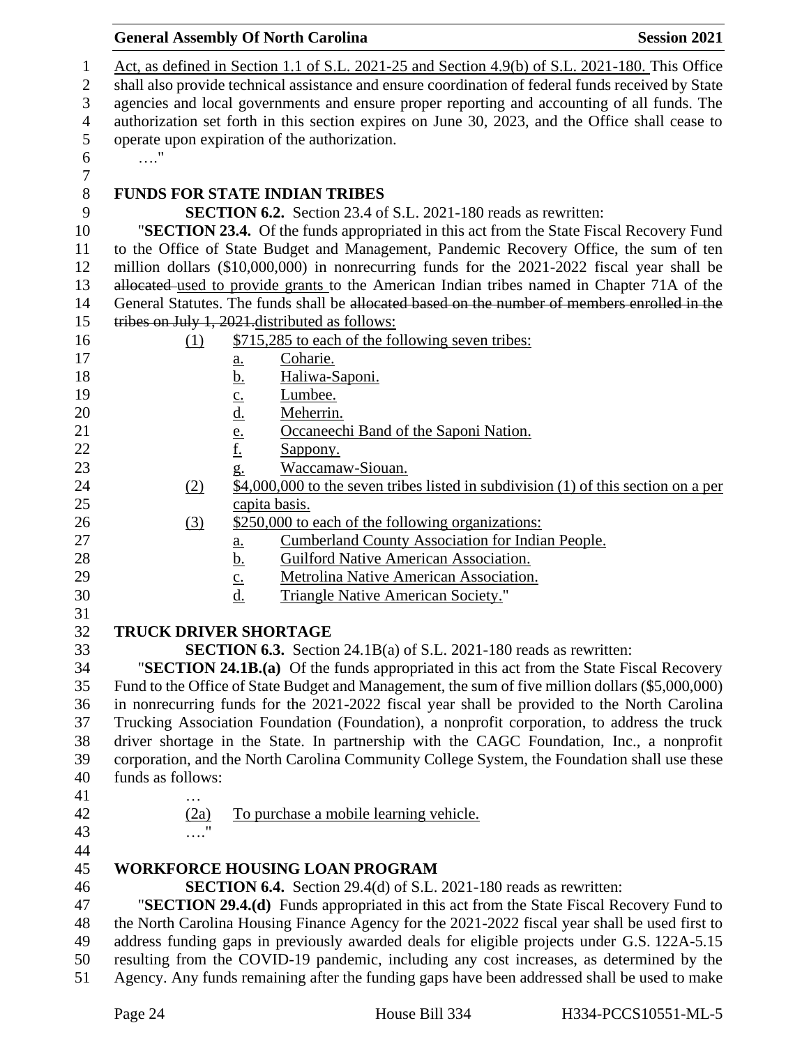Act, as defined in Section 1.1 of S.L. 2021-25 and Section 4.9(b) of S.L. 2021-180. This Office shall also provide technical assistance and ensure coordination of federal funds received by State agencies and local governments and ensure proper reporting and accounting of all funds. The authorization set forth in this section expires on June 30, 2023, and the Office shall cease to operate upon expiration of the authorization.

…."

### FUNDS FOR STATE INDIAN TRIBES

**SECTION 6.2.** Section 23.4 of S.L. 2021-180 reads as rewritten:

"**SECTION 23.4.** Of the funds appropriated in this act from the State Fiscal Recovery Fund to the Office of State Budget and Management, Pandemic Recovery Office, the sum of ten million dollars ($10,000,000) in nonrecurring funds for the 2021-2022 fiscal year shall be ~~allocated~~ used to provide grants to the American Indian tribes named in Chapter 71A of the General Statutes. The funds shall be ~~allocated based on the number of members enrolled in the tribes on July 1, 2021.~~distributed as follows:

(1) $715,285 to each of the following seven tribes:
  a. Coharie.
  b. Haliwa-Saponi.
  c. Lumbee.
  d. Meherrin.
  e. Occaneechi Band of the Saponi Nation.
  f. Sappony.
  g. Waccamaw-Siouan.

(2) $4,000,000 to the seven tribes listed in subdivision (1) of this section on a per capita basis.

(3) $250,000 to each of the following organizations:
  a. Cumberland County Association for Indian People.
  b. Guilford Native American Association.
  c. Metrolina Native American Association.
  d. Triangle Native American Society."

### TRUCK DRIVER SHORTAGE

**SECTION 6.3.** Section 24.1B(a) of S.L. 2021-180 reads as rewritten:

"**SECTION 24.1B.(a)** Of the funds appropriated in this act from the State Fiscal Recovery Fund to the Office of State Budget and Management, the sum of five million dollars ($5,000,000) in nonrecurring funds for the 2021-2022 fiscal year shall be provided to the North Carolina Trucking Association Foundation (Foundation), a nonprofit corporation, to address the truck driver shortage in the State. In partnership with the CAGC Foundation, Inc., a nonprofit corporation, and the North Carolina Community College System, the Foundation shall use these funds as follows:

…

(2a) To purchase a mobile learning vehicle.

…."

### WORKFORCE HOUSING LOAN PROGRAM

**SECTION 6.4.** Section 29.4(d) of S.L. 2021-180 reads as rewritten:

"**SECTION 29.4.(d)** Funds appropriated in this act from the State Fiscal Recovery Fund to the North Carolina Housing Finance Agency for the 2021-2022 fiscal year shall be used first to address funding gaps in previously awarded deals for eligible projects under G.S. 122A-5.15 resulting from the COVID-19 pandemic, including any cost increases, as determined by the Agency. Any funds remaining after the funding gaps have been addressed shall be used to make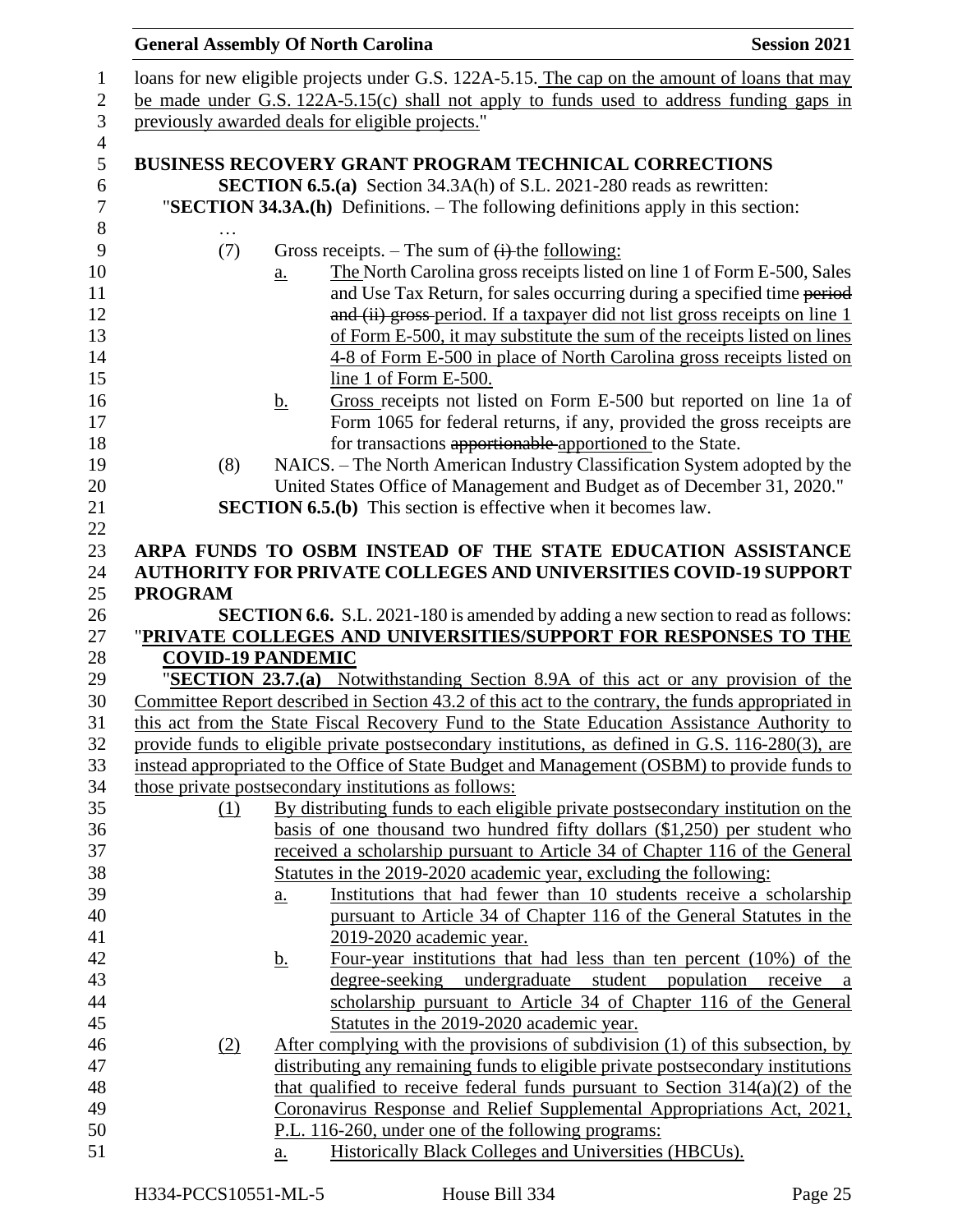loans for new eligible projects under G.S. 122A-5.15. The cap on the amount of loans that may be made under G.S. 122A-5.15(c) shall not apply to funds used to address funding gaps in previously awarded deals for eligible projects."

**BUSINESS RECOVERY GRANT PROGRAM TECHNICAL CORRECTIONS**

**SECTION 6.5.(a)** Section 34.3A(h) of S.L. 2021-280 reads as rewritten:

"**SECTION 34.3A.(h)** Definitions. – The following definitions apply in this section:

…

(7) Gross receipts. – The sum of ~~(i)~~ the following:

a. The North Carolina gross receipts listed on line 1 of Form E-500, Sales and Use Tax Return, for sales occurring during a specified time ~~period and (ii) gross~~ period. If a taxpayer did not list gross receipts on line 1 of Form E-500, it may substitute the sum of the receipts listed on lines 4-8 of Form E-500 in place of North Carolina gross receipts listed on line 1 of Form E-500.

b. Gross receipts not listed on Form E-500 but reported on line 1a of Form 1065 for federal returns, if any, provided the gross receipts are for transactions ~~apportionable~~ apportioned to the State.

(8) NAICS. – The North American Industry Classification System adopted by the United States Office of Management and Budget as of December 31, 2020."

**SECTION 6.5.(b)** This section is effective when it becomes law.

**ARPA FUNDS TO OSBM INSTEAD OF THE STATE EDUCATION ASSISTANCE AUTHORITY FOR PRIVATE COLLEGES AND UNIVERSITIES COVID-19 SUPPORT PROGRAM**

**SECTION 6.6.** S.L. 2021-180 is amended by adding a new section to read as follows:

"**PRIVATE COLLEGES AND UNIVERSITIES/SUPPORT FOR RESPONSES TO THE COVID-19 PANDEMIC**

"**SECTION 23.7.(a)** Notwithstanding Section 8.9A of this act or any provision of the Committee Report described in Section 43.2 of this act to the contrary, the funds appropriated in this act from the State Fiscal Recovery Fund to the State Education Assistance Authority to provide funds to eligible private postsecondary institutions, as defined in G.S. 116-280(3), are instead appropriated to the Office of State Budget and Management (OSBM) to provide funds to those private postsecondary institutions as follows:

(1) By distributing funds to each eligible private postsecondary institution on the basis of one thousand two hundred fifty dollars ($1,250) per student who received a scholarship pursuant to Article 34 of Chapter 116 of the General Statutes in the 2019-2020 academic year, excluding the following:

a. Institutions that had fewer than 10 students receive a scholarship pursuant to Article 34 of Chapter 116 of the General Statutes in the 2019-2020 academic year.

b. Four-year institutions that had less than ten percent (10%) of the degree-seeking undergraduate student population receive a scholarship pursuant to Article 34 of Chapter 116 of the General Statutes in the 2019-2020 academic year.

(2) After complying with the provisions of subdivision (1) of this subsection, by distributing any remaining funds to eligible private postsecondary institutions that qualified to receive federal funds pursuant to Section 314(a)(2) of the Coronavirus Response and Relief Supplemental Appropriations Act, 2021, P.L. 116-260, under one of the following programs:

a. Historically Black Colleges and Universities (HBCUs).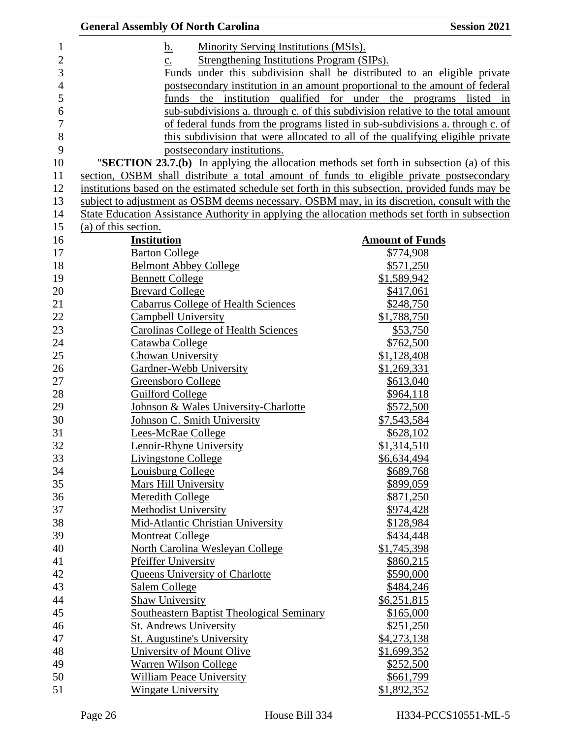b. Minority Serving Institutions (MSIs).

c. Strengthening Institutions Program (SIPs).

Funds under this subdivision shall be distributed to an eligible private postsecondary institution in an amount proportional to the amount of federal funds the institution qualified for under the programs listed in sub-subdivisions a. through c. of this subdivision relative to the total amount of federal funds from the programs listed in sub-subdivisions a. through c. of this subdivision that were allocated to all of the qualifying eligible private postsecondary institutions.

"**SECTION 23.7.(b)** In applying the allocation methods set forth in subsection (a) of this section, OSBM shall distribute a total amount of funds to eligible private postsecondary institutions based on the estimated schedule set forth in this subsection, provided funds may be subject to adjustment as OSBM deems necessary. OSBM may, in its discretion, consult with the State Education Assistance Authority in applying the allocation methods set forth in subsection (a) of this section.

| Institution | Amount of Funds |
|---|---|
| Barton College | $774,908 |
| Belmont Abbey College | $571,250 |
| Bennett College | $1,589,942 |
| Brevard College | $417,061 |
| Cabarrus College of Health Sciences | $248,750 |
| Campbell University | $1,788,750 |
| Carolinas College of Health Sciences | $53,750 |
| Catawba College | $762,500 |
| Chowan University | $1,128,408 |
| Gardner-Webb University | $1,269,331 |
| Greensboro College | $613,040 |
| Guilford College | $964,118 |
| Johnson & Wales University-Charlotte | $572,500 |
| Johnson C. Smith University | $7,543,584 |
| Lees-McRae College | $628,102 |
| Lenoir-Rhyne University | $1,314,510 |
| Livingstone College | $6,634,494 |
| Louisburg College | $689,768 |
| Mars Hill University | $899,059 |
| Meredith College | $871,250 |
| Methodist University | $974,428 |
| Mid-Atlantic Christian University | $128,984 |
| Montreat College | $434,448 |
| North Carolina Wesleyan College | $1,745,398 |
| Pfeiffer University | $860,215 |
| Queens University of Charlotte | $590,000 |
| Salem College | $484,246 |
| Shaw University | $6,251,815 |
| Southeastern Baptist Theological Seminary | $165,000 |
| St. Andrews University | $251,250 |
| St. Augustine's University | $4,273,138 |
| University of Mount Olive | $1,699,352 |
| Warren Wilson College | $252,500 |
| William Peace University | $661,799 |
| Wingate University | $1,892,352 |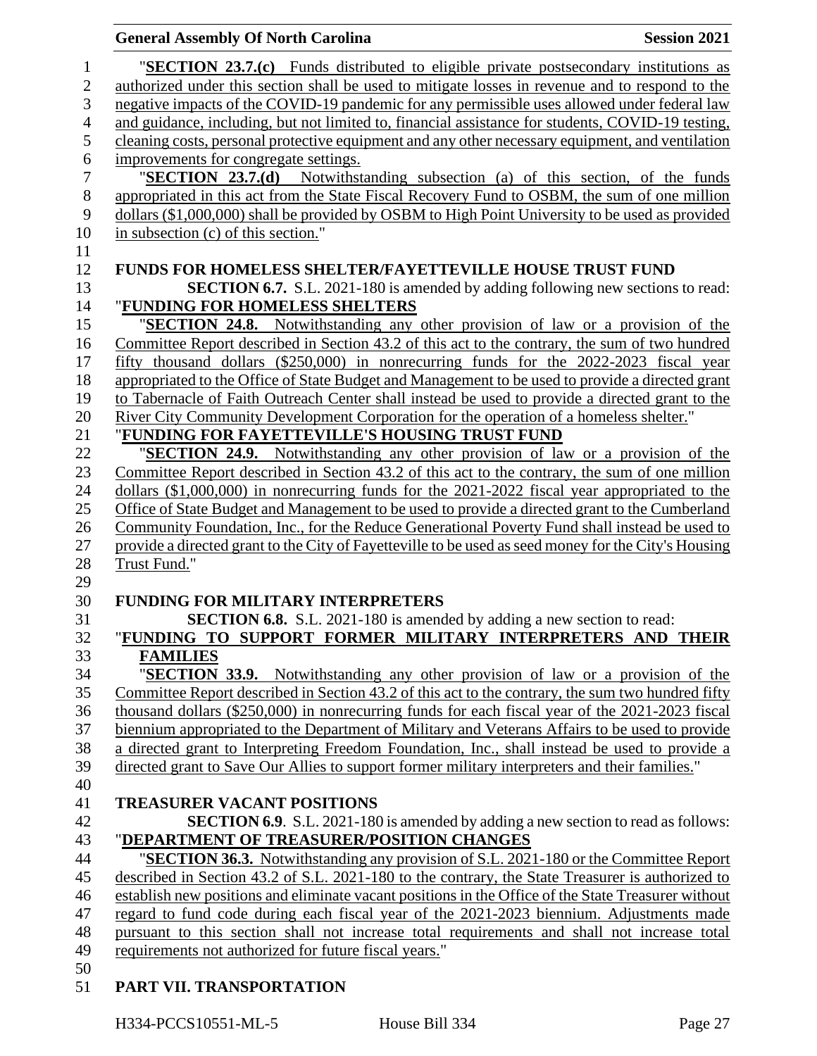"**SECTION 23.7.(c)** Funds distributed to eligible private postsecondary institutions as authorized under this section shall be used to mitigate losses in revenue and to respond to the negative impacts of the COVID-19 pandemic for any permissible uses allowed under federal law and guidance, including, but not limited to, financial assistance for students, COVID-19 testing, cleaning costs, personal protective equipment and any other necessary equipment, and ventilation improvements for congregate settings.

"**SECTION 23.7.(d)** Notwithstanding subsection (a) of this section, of the funds appropriated in this act from the State Fiscal Recovery Fund to OSBM, the sum of one million dollars ($1,000,000) shall be provided by OSBM to High Point University to be used as provided in subsection (c) of this section."

**FUNDS FOR HOMELESS SHELTER/FAYETTEVILLE HOUSE TRUST FUND**

**SECTION 6.7.** S.L. 2021-180 is amended by adding following new sections to read:

"**FUNDING FOR HOMELESS SHELTERS**

"**SECTION 24.8.** Notwithstanding any other provision of law or a provision of the Committee Report described in Section 43.2 of this act to the contrary, the sum of two hundred fifty thousand dollars ($250,000) in nonrecurring funds for the 2022-2023 fiscal year appropriated to the Office of State Budget and Management to be used to provide a directed grant to Tabernacle of Faith Outreach Center shall instead be used to provide a directed grant to the River City Community Development Corporation for the operation of a homeless shelter."

"**FUNDING FOR FAYETTEVILLE'S HOUSING TRUST FUND**

"**SECTION 24.9.** Notwithstanding any other provision of law or a provision of the Committee Report described in Section 43.2 of this act to the contrary, the sum of one million dollars ($1,000,000) in nonrecurring funds for the 2021-2022 fiscal year appropriated to the Office of State Budget and Management to be used to provide a directed grant to the Cumberland Community Foundation, Inc., for the Reduce Generational Poverty Fund shall instead be used to provide a directed grant to the City of Fayetteville to be used as seed money for the City's Housing Trust Fund."

**FUNDING FOR MILITARY INTERPRETERS**

**SECTION 6.8.** S.L. 2021-180 is amended by adding a new section to read:

"**FUNDING TO SUPPORT FORMER MILITARY INTERPRETERS AND THEIR FAMILIES**

"**SECTION 33.9.** Notwithstanding any other provision of law or a provision of the Committee Report described in Section 43.2 of this act to the contrary, the sum two hundred fifty thousand dollars ($250,000) in nonrecurring funds for each fiscal year of the 2021-2023 fiscal biennium appropriated to the Department of Military and Veterans Affairs to be used to provide a directed grant to Interpreting Freedom Foundation, Inc., shall instead be used to provide a directed grant to Save Our Allies to support former military interpreters and their families."

**TREASURER VACANT POSITIONS**

**SECTION 6.9**. S.L. 2021-180 is amended by adding a new section to read as follows:

"**DEPARTMENT OF TREASURER/POSITION CHANGES**

"**SECTION 36.3.** Notwithstanding any provision of S.L. 2021-180 or the Committee Report described in Section 43.2 of S.L. 2021-180 to the contrary, the State Treasurer is authorized to establish new positions and eliminate vacant positions in the Office of the State Treasurer without regard to fund code during each fiscal year of the 2021-2023 biennium. Adjustments made pursuant to this section shall not increase total requirements and shall not increase total requirements not authorized for future fiscal years."

**PART VII. TRANSPORTATION**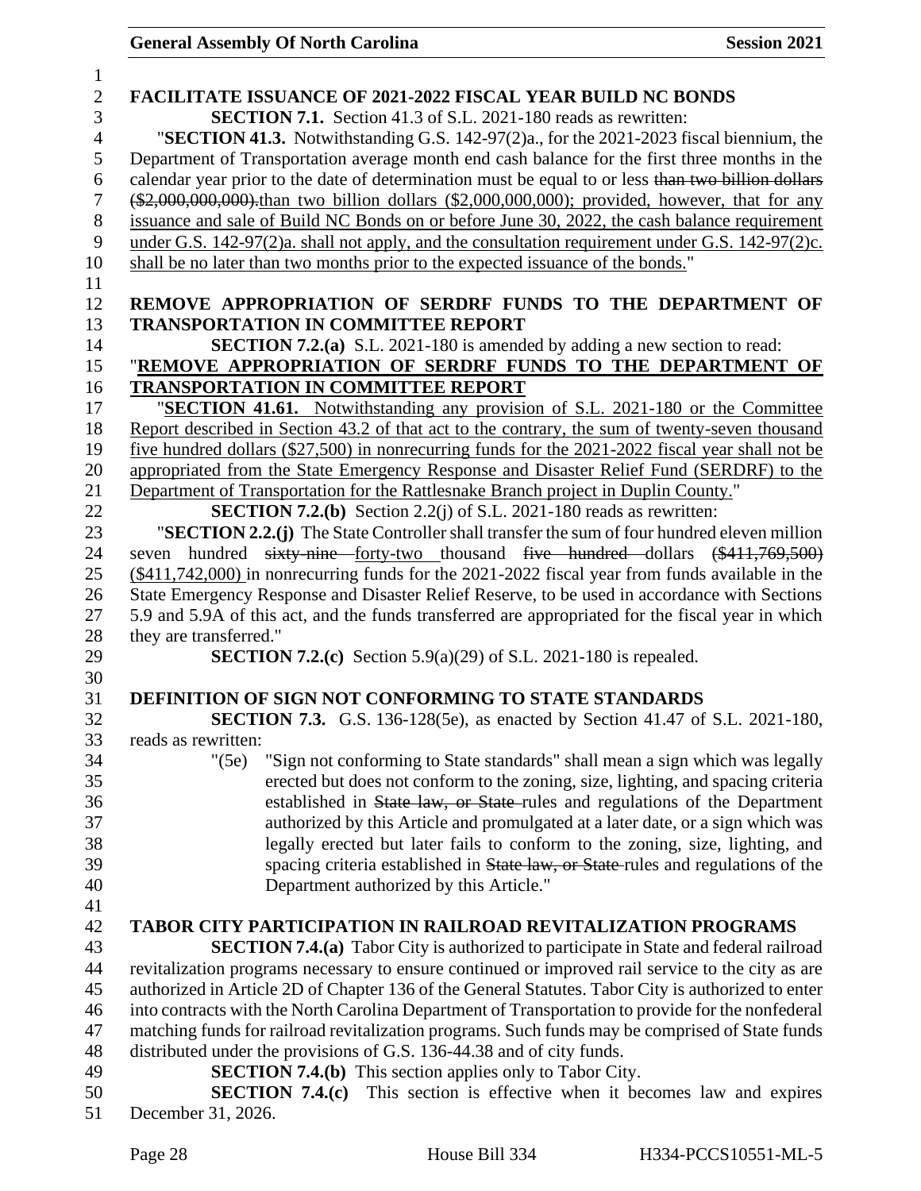**FACILITATE ISSUANCE OF 2021-2022 FISCAL YEAR BUILD NC BONDS**

**SECTION 7.1.** Section 41.3 of S.L. 2021-180 reads as rewritten:

"**SECTION 41.3.** Notwithstanding G.S. 142-97(2)a., for the 2021-2023 fiscal biennium, the Department of Transportation average month end cash balance for the first three months in the calendar year prior to the date of determination must be equal to or less ~~than two billion dollars ($2,000,000,000).~~than two billion dollars ($2,000,000,000); provided, however, that for any issuance and sale of Build NC Bonds on or before June 30, 2022, the cash balance requirement under G.S. 142-97(2)a. shall not apply, and the consultation requirement under G.S. 142-97(2)c. shall be no later than two months prior to the expected issuance of the bonds."

**REMOVE APPROPRIATION OF SERDRF FUNDS TO THE DEPARTMENT OF TRANSPORTATION IN COMMITTEE REPORT**

**SECTION 7.2.(a)** S.L. 2021-180 is amended by adding a new section to read:

"**REMOVE APPROPRIATION OF SERDRF FUNDS TO THE DEPARTMENT OF TRANSPORTATION IN COMMITTEE REPORT**

"**SECTION 41.61.** Notwithstanding any provision of S.L. 2021-180 or the Committee Report described in Section 43.2 of that act to the contrary, the sum of twenty-seven thousand five hundred dollars ($27,500) in nonrecurring funds for the 2021-2022 fiscal year shall not be appropriated from the State Emergency Response and Disaster Relief Fund (SERDRF) to the Department of Transportation for the Rattlesnake Branch project in Duplin County."

**SECTION 7.2.(b)** Section 2.2(j) of S.L. 2021-180 reads as rewritten:

"**SECTION 2.2.(j)** The State Controller shall transfer the sum of four hundred eleven million seven hundred ~~sixty-nine~~ forty-two thousand ~~five hundred~~ dollars ~~($411,769,500)~~ ($411,742,000) in nonrecurring funds for the 2021-2022 fiscal year from funds available in the State Emergency Response and Disaster Relief Reserve, to be used in accordance with Sections 5.9 and 5.9A of this act, and the funds transferred are appropriated for the fiscal year in which they are transferred."

**SECTION 7.2.(c)** Section 5.9(a)(29) of S.L. 2021-180 is repealed.

**DEFINITION OF SIGN NOT CONFORMING TO STATE STANDARDS**

**SECTION 7.3.** G.S. 136-128(5e), as enacted by Section 41.47 of S.L. 2021-180, reads as rewritten:

"(5e) "Sign not conforming to State standards" shall mean a sign which was legally erected but does not conform to the zoning, size, lighting, and spacing criteria established in ~~State law, or State~~ rules and regulations of the Department authorized by this Article and promulgated at a later date, or a sign which was legally erected but later fails to conform to the zoning, size, lighting, and spacing criteria established in ~~State law, or State~~ rules and regulations of the Department authorized by this Article."

**TABOR CITY PARTICIPATION IN RAILROAD REVITALIZATION PROGRAMS**

**SECTION 7.4.(a)** Tabor City is authorized to participate in State and federal railroad revitalization programs necessary to ensure continued or improved rail service to the city as are authorized in Article 2D of Chapter 136 of the General Statutes. Tabor City is authorized to enter into contracts with the North Carolina Department of Transportation to provide for the nonfederal matching funds for railroad revitalization programs. Such funds may be comprised of State funds distributed under the provisions of G.S. 136-44.38 and of city funds.

**SECTION 7.4.(b)** This section applies only to Tabor City.

**SECTION 7.4.(c)** This section is effective when it becomes law and expires December 31, 2026.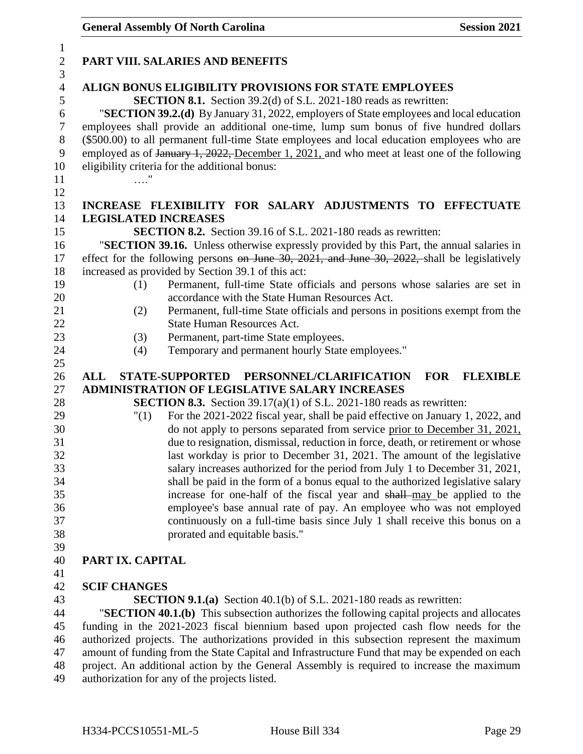## PART VIII. SALARIES AND BENEFITS

### ALIGN BONUS ELIGIBILITY PROVISIONS FOR STATE EMPLOYEES

**SECTION 8.1.** Section 39.2(d) of S.L. 2021-180 reads as rewritten:

"**SECTION 39.2.(d)** By January 31, 2022, employers of State employees and local education employees shall provide an additional one-time, lump sum bonus of five hundred dollars ($500.00) to all permanent full-time State employees and local education employees who are employed as of ~~January 1, 2022,~~ December 1, 2021, and who meet at least one of the following eligibility criteria for the additional bonus:

…."

### INCREASE FLEXIBILITY FOR SALARY ADJUSTMENTS TO EFFECTUATE LEGISLATED INCREASES

**SECTION 8.2.** Section 39.16 of S.L. 2021-180 reads as rewritten:

"**SECTION 39.16.** Unless otherwise expressly provided by this Part, the annual salaries in effect for the following persons ~~on June 30, 2021, and June 30, 2022,~~ shall be legislatively increased as provided by Section 39.1 of this act:

(1) Permanent, full-time State officials and persons whose salaries are set in accordance with the State Human Resources Act.

(2) Permanent, full-time State officials and persons in positions exempt from the State Human Resources Act.

(3) Permanent, part-time State employees.

(4) Temporary and permanent hourly State employees."

### ALL STATE-SUPPORTED PERSONNEL/CLARIFICATION FOR FLEXIBLE ADMINISTRATION OF LEGISLATIVE SALARY INCREASES

**SECTION 8.3.** Section 39.17(a)(1) of S.L. 2021-180 reads as rewritten:

"(1) For the 2021-2022 fiscal year, shall be paid effective on January 1, 2022, and do not apply to persons separated from service prior to December 31, 2021, due to resignation, dismissal, reduction in force, death, or retirement or whose last workday is prior to December 31, 2021. The amount of the legislative salary increases authorized for the period from July 1 to December 31, 2021, shall be paid in the form of a bonus equal to the authorized legislative salary increase for one-half of the fiscal year and ~~shall~~ may be applied to the employee's base annual rate of pay. An employee who was not employed continuously on a full-time basis since July 1 shall receive this bonus on a prorated and equitable basis."

## PART IX. CAPITAL

### SCIF CHANGES

**SECTION 9.1.(a)** Section 40.1(b) of S.L. 2021-180 reads as rewritten:

"**SECTION 40.1.(b)** This subsection authorizes the following capital projects and allocates funding in the 2021-2023 fiscal biennium based upon projected cash flow needs for the authorized projects. The authorizations provided in this subsection represent the maximum amount of funding from the State Capital and Infrastructure Fund that may be expended on each project. An additional action by the General Assembly is required to increase the maximum authorization for any of the projects listed.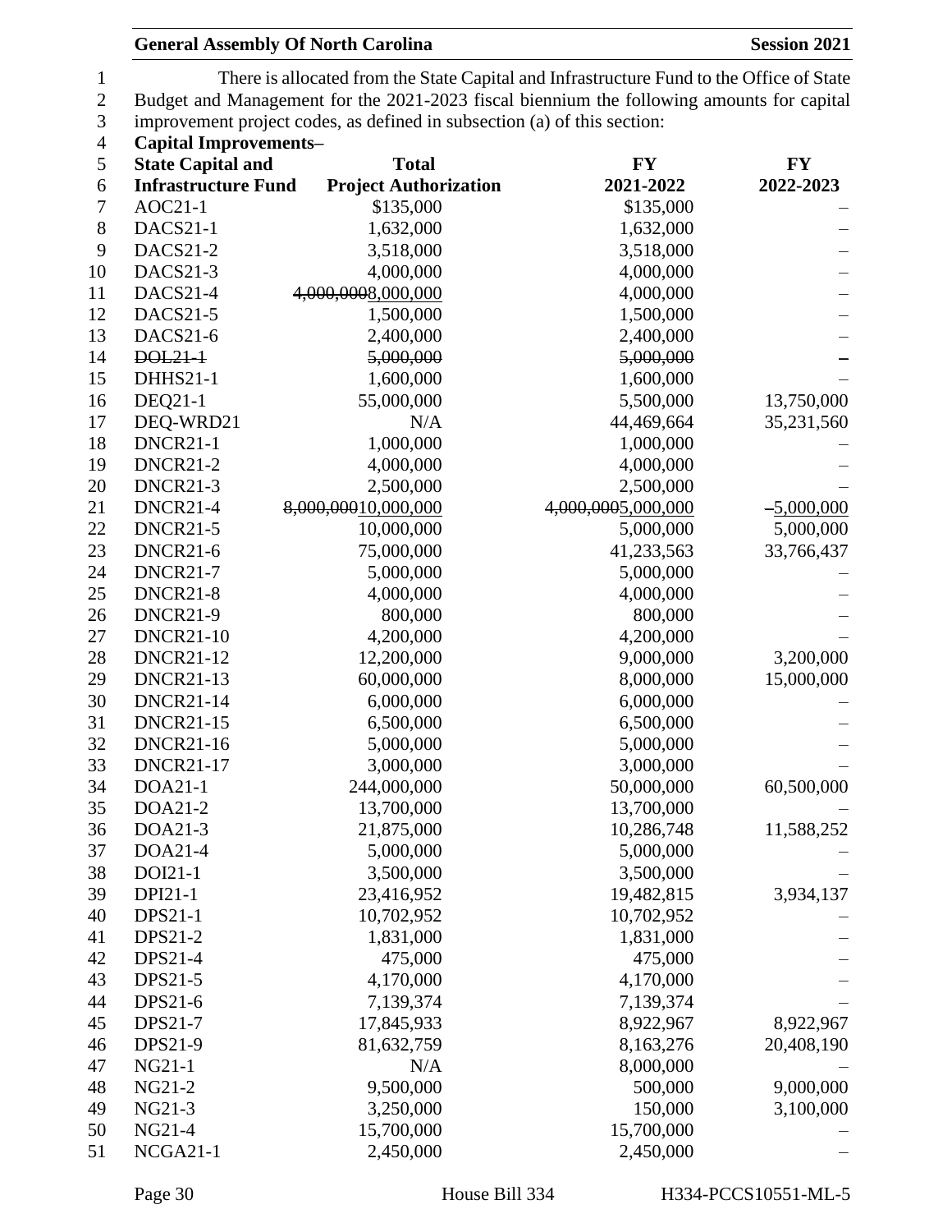There is allocated from the State Capital and Infrastructure Fund to the Office of State Budget and Management for the 2021-2023 fiscal biennium the following amounts for capital improvement project codes, as defined in subsection (a) of this section:

**Capital Improvements–**

| **State Capital and Infrastructure Fund** | **Total Project Authorization** | **FY 2021-2022** | **FY 2022-2023** |
|---|---|---|---|
| AOC21-1 | $135,000 | $135,000 | – |
| DACS21-1 | 1,632,000 | 1,632,000 | – |
| DACS21-2 | 3,518,000 | 3,518,000 | – |
| DACS21-3 | 4,000,000 | 4,000,000 | – |
| DACS21-4 | ~~4,000,000~~8,000,000 | 4,000,000 | – |
| DACS21-5 | 1,500,000 | 1,500,000 | – |
| DACS21-6 | 2,400,000 | 2,400,000 | – |
| ~~DOL21-1~~ | ~~5,000,000~~ | ~~5,000,000~~ | ~~–~~ |
| DHHS21-1 | 1,600,000 | 1,600,000 | – |
| DEQ21-1 | 55,000,000 | 5,500,000 | 13,750,000 |
| DEQ-WRD21 | N/A | 44,469,664 | 35,231,560 |
| DNCR21-1 | 1,000,000 | 1,000,000 | – |
| DNCR21-2 | 4,000,000 | 4,000,000 | – |
| DNCR21-3 | 2,500,000 | 2,500,000 | – |
| DNCR21-4 | ~~8,000,000~~10,000,000 | ~~4,000,000~~5,000,000 | ~~–~~5,000,000 |
| DNCR21-5 | 10,000,000 | 5,000,000 | 5,000,000 |
| DNCR21-6 | 75,000,000 | 41,233,563 | 33,766,437 |
| DNCR21-7 | 5,000,000 | 5,000,000 | – |
| DNCR21-8 | 4,000,000 | 4,000,000 | – |
| DNCR21-9 | 800,000 | 800,000 | – |
| DNCR21-10 | 4,200,000 | 4,200,000 | – |
| DNCR21-12 | 12,200,000 | 9,000,000 | 3,200,000 |
| DNCR21-13 | 60,000,000 | 8,000,000 | 15,000,000 |
| DNCR21-14 | 6,000,000 | 6,000,000 | – |
| DNCR21-15 | 6,500,000 | 6,500,000 | – |
| DNCR21-16 | 5,000,000 | 5,000,000 | – |
| DNCR21-17 | 3,000,000 | 3,000,000 | – |
| DOA21-1 | 244,000,000 | 50,000,000 | 60,500,000 |
| DOA21-2 | 13,700,000 | 13,700,000 | – |
| DOA21-3 | 21,875,000 | 10,286,748 | 11,588,252 |
| DOA21-4 | 5,000,000 | 5,000,000 | – |
| DOI21-1 | 3,500,000 | 3,500,000 | – |
| DPI21-1 | 23,416,952 | 19,482,815 | 3,934,137 |
| DPS21-1 | 10,702,952 | 10,702,952 | – |
| DPS21-2 | 1,831,000 | 1,831,000 | – |
| DPS21-4 | 475,000 | 475,000 | – |
| DPS21-5 | 4,170,000 | 4,170,000 | – |
| DPS21-6 | 7,139,374 | 7,139,374 | – |
| DPS21-7 | 17,845,933 | 8,922,967 | 8,922,967 |
| DPS21-9 | 81,632,759 | 8,163,276 | 20,408,190 |
| NG21-1 | N/A | 8,000,000 | – |
| NG21-2 | 9,500,000 | 500,000 | 9,000,000 |
| NG21-3 | 3,250,000 | 150,000 | 3,100,000 |
| NG21-4 | 15,700,000 | 15,700,000 | – |
| NCGA21-1 | 2,450,000 | 2,450,000 | – |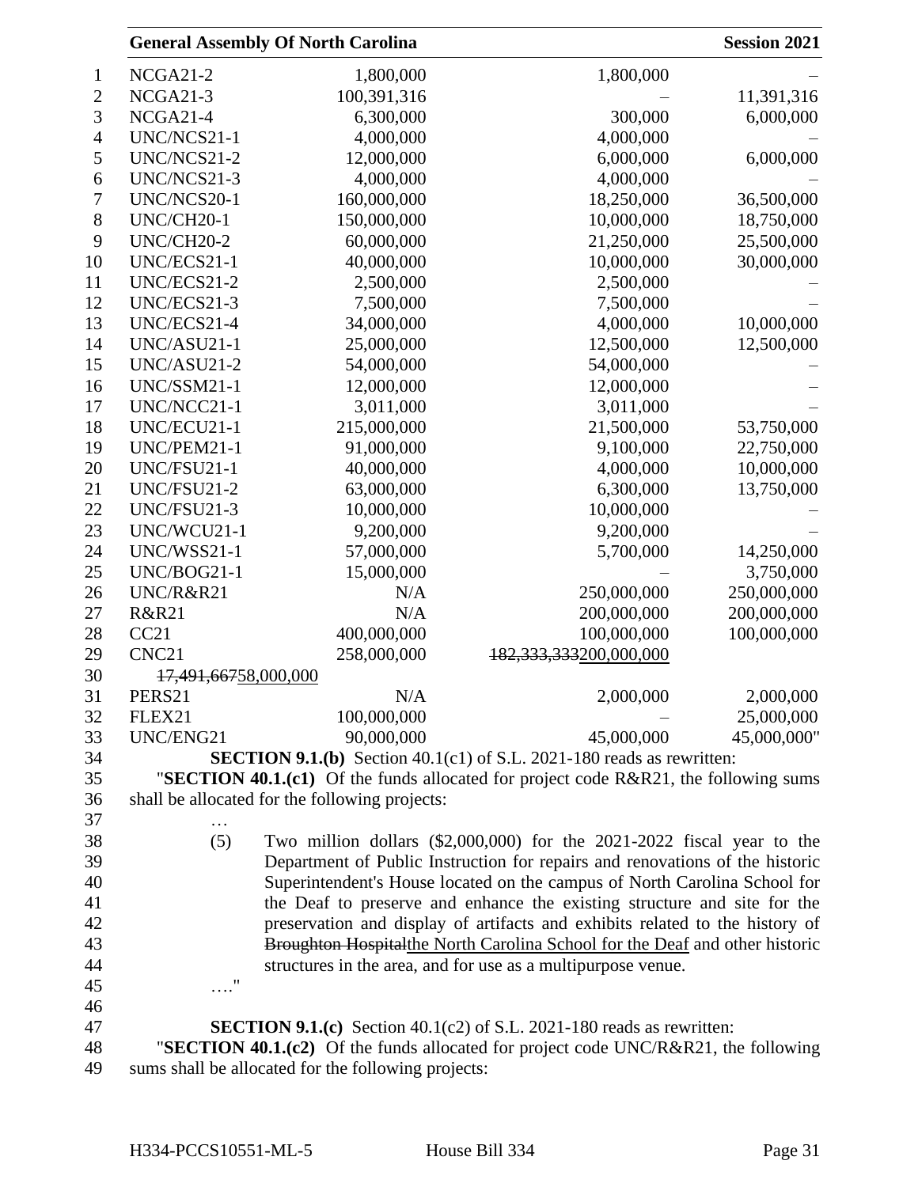| | | | |
|---|---|---|---|
| NCGA21-2 | 1,800,000 | 1,800,000 | – |
| NCGA21-3 | 100,391,316 | – | 11,391,316 |
| NCGA21-4 | 6,300,000 | 300,000 | 6,000,000 |
| UNC/NCS21-1 | 4,000,000 | 4,000,000 | – |
| UNC/NCS21-2 | 12,000,000 | 6,000,000 | 6,000,000 |
| UNC/NCS21-3 | 4,000,000 | 4,000,000 | – |
| UNC/NCS20-1 | 160,000,000 | 18,250,000 | 36,500,000 |
| UNC/CH20-1 | 150,000,000 | 10,000,000 | 18,750,000 |
| UNC/CH20-2 | 60,000,000 | 21,250,000 | 25,500,000 |
| UNC/ECS21-1 | 40,000,000 | 10,000,000 | 30,000,000 |
| UNC/ECS21-2 | 2,500,000 | 2,500,000 | – |
| UNC/ECS21-3 | 7,500,000 | 7,500,000 | – |
| UNC/ECS21-4 | 34,000,000 | 4,000,000 | 10,000,000 |
| UNC/ASU21-1 | 25,000,000 | 12,500,000 | 12,500,000 |
| UNC/ASU21-2 | 54,000,000 | 54,000,000 | – |
| UNC/SSM21-1 | 12,000,000 | 12,000,000 | – |
| UNC/NCC21-1 | 3,011,000 | 3,011,000 | – |
| UNC/ECU21-1 | 215,000,000 | 21,500,000 | 53,750,000 |
| UNC/PEM21-1 | 91,000,000 | 9,100,000 | 22,750,000 |
| UNC/FSU21-1 | 40,000,000 | 4,000,000 | 10,000,000 |
| UNC/FSU21-2 | 63,000,000 | 6,300,000 | 13,750,000 |
| UNC/FSU21-3 | 10,000,000 | 10,000,000 | – |
| UNC/WCU21-1 | 9,200,000 | 9,200,000 | – |
| UNC/WSS21-1 | 57,000,000 | 5,700,000 | 14,250,000 |
| UNC/BOG21-1 | 15,000,000 | – | 3,750,000 |
| UNC/R&R21 | N/A | 250,000,000 | 250,000,000 |
| R&R21 | N/A | 200,000,000 | 200,000,000 |
| CC21 | 400,000,000 | 100,000,000 | 100,000,000 |
| CNC21 | 258,000,000 | ~~182,333,333~~200,000,000 | |
| ~~17,491,667~~58,000,000 | | | |
| PERS21 | N/A | 2,000,000 | 2,000,000 |
| FLEX21 | 100,000,000 | – | 25,000,000 |
| UNC/ENG21 | 90,000,000 | 45,000,000 | 45,000,000" |

**SECTION 9.1.(b)** Section 40.1(c1) of S.L. 2021-180 reads as rewritten:

"**SECTION 40.1.(c1)** Of the funds allocated for project code R&R21, the following sums shall be allocated for the following projects:

…

(5) Two million dollars ($2,000,000) for the 2021-2022 fiscal year to the Department of Public Instruction for repairs and renovations of the historic Superintendent's House located on the campus of North Carolina School for the Deaf to preserve and enhance the existing structure and site for the preservation and display of artifacts and exhibits related to the history of ~~Broughton Hospital~~the North Carolina School for the Deaf and other historic structures in the area, and for use as a multipurpose venue.

…."

**SECTION 9.1.(c)** Section 40.1(c2) of S.L. 2021-180 reads as rewritten:

"**SECTION 40.1.(c2)** Of the funds allocated for project code UNC/R&R21, the following sums shall be allocated for the following projects: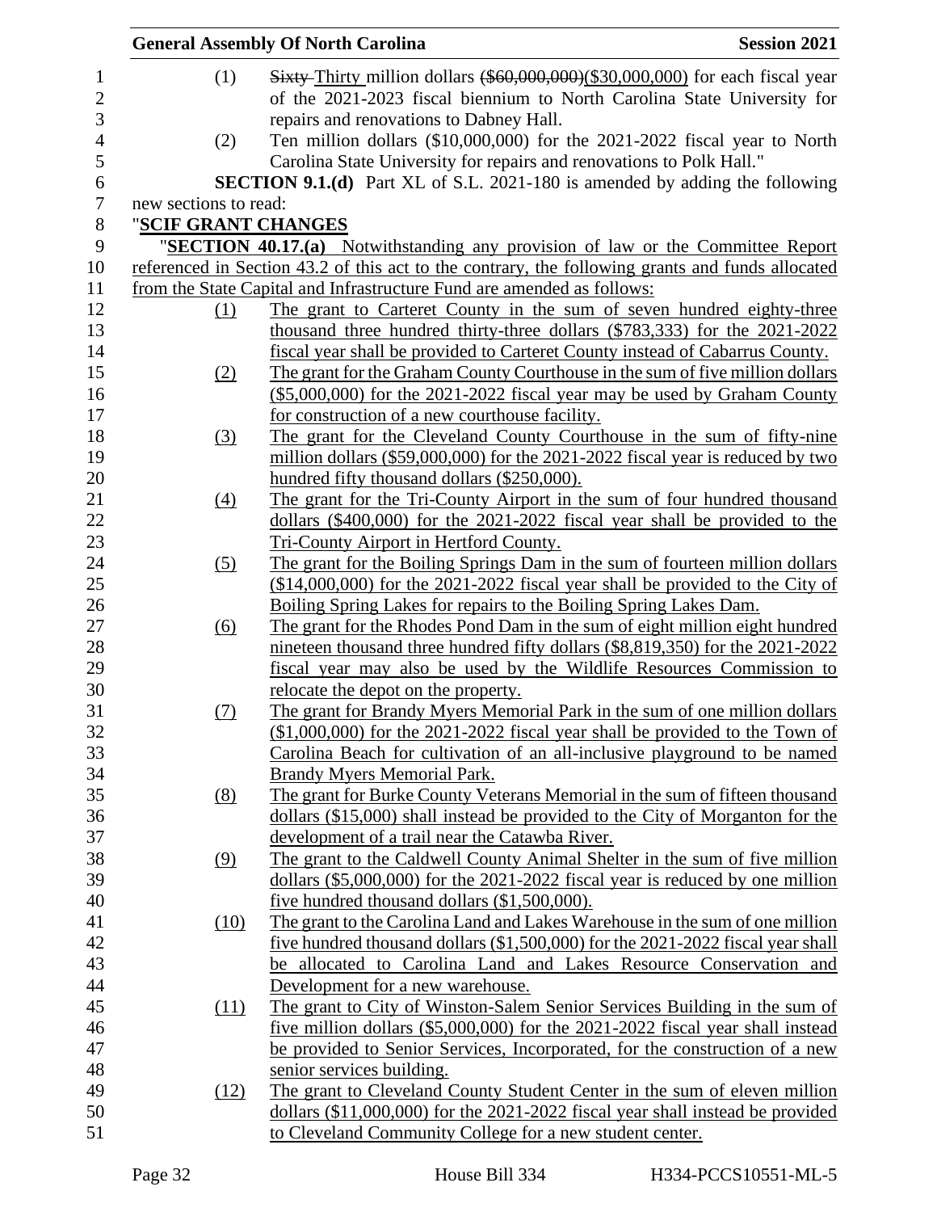(1) ~~Sixty~~ Thirty million dollars ~~($60,000,000)~~($30,000,000) for each fiscal year of the 2021-2023 fiscal biennium to North Carolina State University for repairs and renovations to Dabney Hall.

(2) Ten million dollars ($10,000,000) for the 2021-2022 fiscal year to North Carolina State University for repairs and renovations to Polk Hall."

**SECTION 9.1.(d)** Part XL of S.L. 2021-180 is amended by adding the following new sections to read:

"**SCIF GRANT CHANGES**

"**SECTION 40.17.(a)** Notwithstanding any provision of law or the Committee Report referenced in Section 43.2 of this act to the contrary, the following grants and funds allocated from the State Capital and Infrastructure Fund are amended as follows:

(1) The grant to Carteret County in the sum of seven hundred eighty-three thousand three hundred thirty-three dollars ($783,333) for the 2021-2022 fiscal year shall be provided to Carteret County instead of Cabarrus County.

(2) The grant for the Graham County Courthouse in the sum of five million dollars ($5,000,000) for the 2021-2022 fiscal year may be used by Graham County for construction of a new courthouse facility.

(3) The grant for the Cleveland County Courthouse in the sum of fifty-nine million dollars ($59,000,000) for the 2021-2022 fiscal year is reduced by two hundred fifty thousand dollars ($250,000).

(4) The grant for the Tri-County Airport in the sum of four hundred thousand dollars ($400,000) for the 2021-2022 fiscal year shall be provided to the Tri-County Airport in Hertford County.

(5) The grant for the Boiling Springs Dam in the sum of fourteen million dollars ($14,000,000) for the 2021-2022 fiscal year shall be provided to the City of Boiling Spring Lakes for repairs to the Boiling Spring Lakes Dam.

(6) The grant for the Rhodes Pond Dam in the sum of eight million eight hundred nineteen thousand three hundred fifty dollars ($8,819,350) for the 2021-2022 fiscal year may also be used by the Wildlife Resources Commission to relocate the depot on the property.

(7) The grant for Brandy Myers Memorial Park in the sum of one million dollars ($1,000,000) for the 2021-2022 fiscal year shall be provided to the Town of Carolina Beach for cultivation of an all-inclusive playground to be named Brandy Myers Memorial Park.

(8) The grant for Burke County Veterans Memorial in the sum of fifteen thousand dollars ($15,000) shall instead be provided to the City of Morganton for the development of a trail near the Catawba River.

(9) The grant to the Caldwell County Animal Shelter in the sum of five million dollars ($5,000,000) for the 2021-2022 fiscal year is reduced by one million five hundred thousand dollars ($1,500,000).

(10) The grant to the Carolina Land and Lakes Warehouse in the sum of one million five hundred thousand dollars ($1,500,000) for the 2021-2022 fiscal year shall be allocated to Carolina Land and Lakes Resource Conservation and Development for a new warehouse.

(11) The grant to City of Winston-Salem Senior Services Building in the sum of five million dollars ($5,000,000) for the 2021-2022 fiscal year shall instead be provided to Senior Services, Incorporated, for the construction of a new senior services building.

(12) The grant to Cleveland County Student Center in the sum of eleven million dollars ($11,000,000) for the 2021-2022 fiscal year shall instead be provided to Cleveland Community College for a new student center.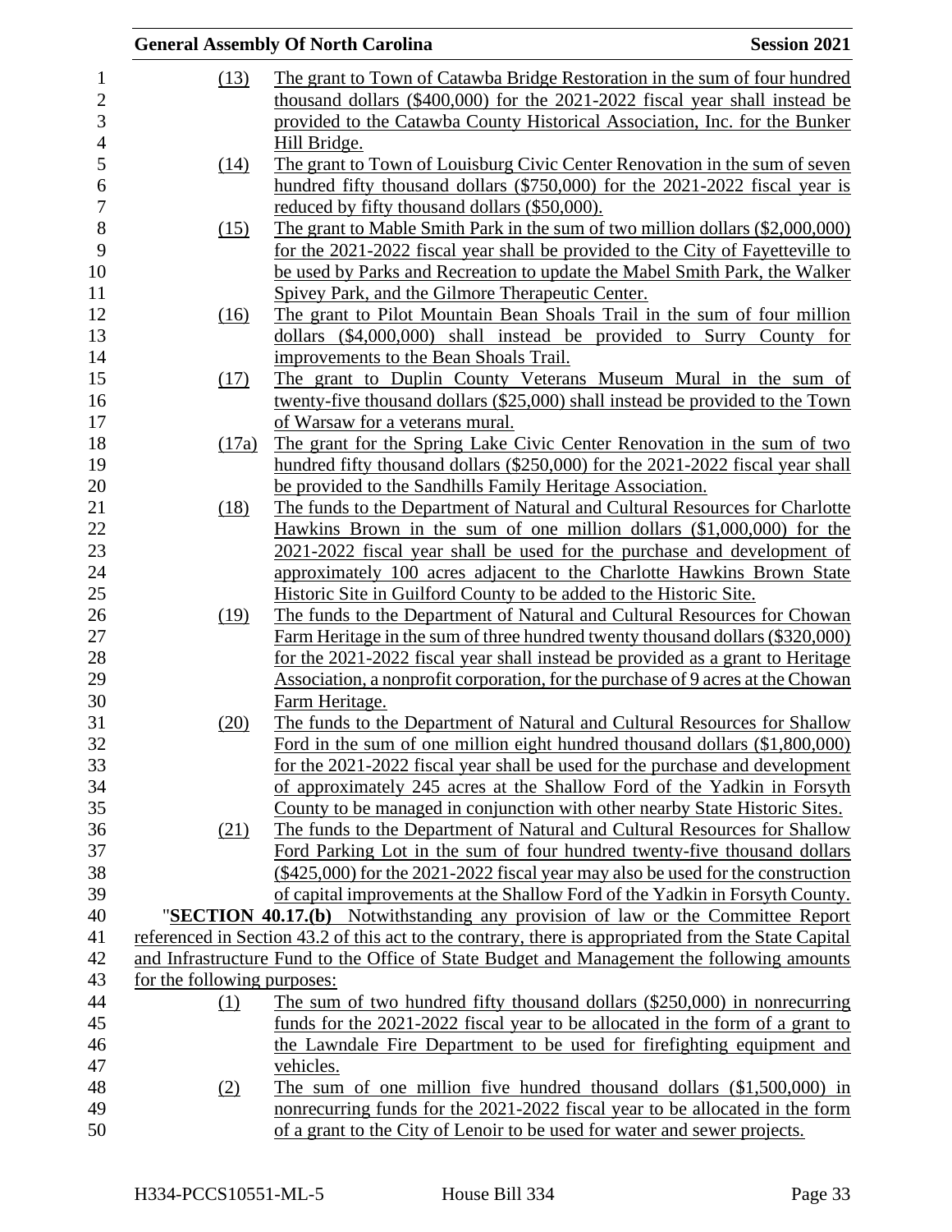(13) The grant to Town of Catawba Bridge Restoration in the sum of four hundred thousand dollars ($400,000) for the 2021-2022 fiscal year shall instead be provided to the Catawba County Historical Association, Inc. for the Bunker Hill Bridge.

(14) The grant to Town of Louisburg Civic Center Renovation in the sum of seven hundred fifty thousand dollars ($750,000) for the 2021-2022 fiscal year is reduced by fifty thousand dollars ($50,000).

(15) The grant to Mable Smith Park in the sum of two million dollars ($2,000,000) for the 2021-2022 fiscal year shall be provided to the City of Fayetteville to be used by Parks and Recreation to update the Mabel Smith Park, the Walker Spivey Park, and the Gilmore Therapeutic Center.

(16) The grant to Pilot Mountain Bean Shoals Trail in the sum of four million dollars ($4,000,000) shall instead be provided to Surry County for improvements to the Bean Shoals Trail.

(17) The grant to Duplin County Veterans Museum Mural in the sum of twenty-five thousand dollars ($25,000) shall instead be provided to the Town of Warsaw for a veterans mural.

(17a) The grant for the Spring Lake Civic Center Renovation in the sum of two hundred fifty thousand dollars ($250,000) for the 2021-2022 fiscal year shall be provided to the Sandhills Family Heritage Association.

(18) The funds to the Department of Natural and Cultural Resources for Charlotte Hawkins Brown in the sum of one million dollars ($1,000,000) for the 2021-2022 fiscal year shall be used for the purchase and development of approximately 100 acres adjacent to the Charlotte Hawkins Brown State Historic Site in Guilford County to be added to the Historic Site.

(19) The funds to the Department of Natural and Cultural Resources for Chowan Farm Heritage in the sum of three hundred twenty thousand dollars ($320,000) for the 2021-2022 fiscal year shall instead be provided as a grant to Heritage Association, a nonprofit corporation, for the purchase of 9 acres at the Chowan Farm Heritage.

(20) The funds to the Department of Natural and Cultural Resources for Shallow Ford in the sum of one million eight hundred thousand dollars ($1,800,000) for the 2021-2022 fiscal year shall be used for the purchase and development of approximately 245 acres at the Shallow Ford of the Yadkin in Forsyth County to be managed in conjunction with other nearby State Historic Sites.

(21) The funds to the Department of Natural and Cultural Resources for Shallow Ford Parking Lot in the sum of four hundred twenty-five thousand dollars ($425,000) for the 2021-2022 fiscal year may also be used for the construction of capital improvements at the Shallow Ford of the Yadkin in Forsyth County.

"**SECTION 40.17.(b)** Notwithstanding any provision of law or the Committee Report referenced in Section 43.2 of this act to the contrary, there is appropriated from the State Capital and Infrastructure Fund to the Office of State Budget and Management the following amounts for the following purposes:

(1) The sum of two hundred fifty thousand dollars ($250,000) in nonrecurring funds for the 2021-2022 fiscal year to be allocated in the form of a grant to the Lawndale Fire Department to be used for firefighting equipment and vehicles.

(2) The sum of one million five hundred thousand dollars ($1,500,000) in nonrecurring funds for the 2021-2022 fiscal year to be allocated in the form of a grant to the City of Lenoir to be used for water and sewer projects.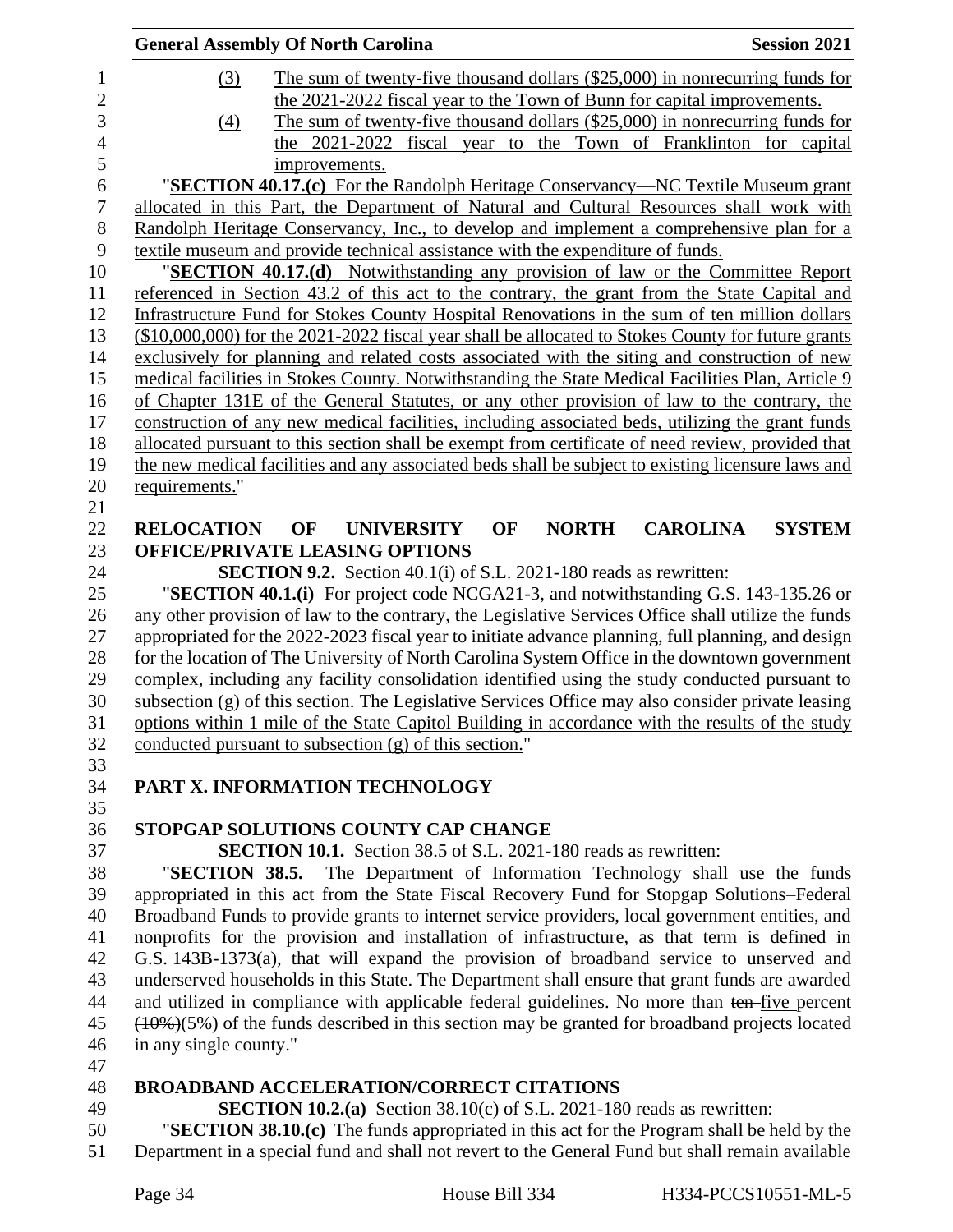(3) The sum of twenty-five thousand dollars ($25,000) in nonrecurring funds for the 2021-2022 fiscal year to the Town of Bunn for capital improvements.

(4) The sum of twenty-five thousand dollars ($25,000) in nonrecurring funds for the 2021-2022 fiscal year to the Town of Franklinton for capital improvements.

"**SECTION 40.17.(c)** For the Randolph Heritage Conservancy—NC Textile Museum grant allocated in this Part, the Department of Natural and Cultural Resources shall work with Randolph Heritage Conservancy, Inc., to develop and implement a comprehensive plan for a textile museum and provide technical assistance with the expenditure of funds.

"**SECTION 40.17.(d)** Notwithstanding any provision of law or the Committee Report referenced in Section 43.2 of this act to the contrary, the grant from the State Capital and Infrastructure Fund for Stokes County Hospital Renovations in the sum of ten million dollars ($10,000,000) for the 2021-2022 fiscal year shall be allocated to Stokes County for future grants exclusively for planning and related costs associated with the siting and construction of new medical facilities in Stokes County. Notwithstanding the State Medical Facilities Plan, Article 9 of Chapter 131E of the General Statutes, or any other provision of law to the contrary, the construction of any new medical facilities, including associated beds, utilizing the grant funds allocated pursuant to this section shall be exempt from certificate of need review, provided that the new medical facilities and any associated beds shall be subject to existing licensure laws and requirements."

**RELOCATION OF UNIVERSITY OF NORTH CAROLINA SYSTEM OFFICE/PRIVATE LEASING OPTIONS**

**SECTION 9.2.** Section 40.1(i) of S.L. 2021-180 reads as rewritten:

"**SECTION 40.1.(i)** For project code NCGA21-3, and notwithstanding G.S. 143-135.26 or any other provision of law to the contrary, the Legislative Services Office shall utilize the funds appropriated for the 2022-2023 fiscal year to initiate advance planning, full planning, and design for the location of The University of North Carolina System Office in the downtown government complex, including any facility consolidation identified using the study conducted pursuant to subsection (g) of this section. The Legislative Services Office may also consider private leasing options within 1 mile of the State Capitol Building in accordance with the results of the study conducted pursuant to subsection (g) of this section."

## PART X. INFORMATION TECHNOLOGY

**STOPGAP SOLUTIONS COUNTY CAP CHANGE**

**SECTION 10.1.** Section 38.5 of S.L. 2021-180 reads as rewritten:

"**SECTION 38.5.** The Department of Information Technology shall use the funds appropriated in this act from the State Fiscal Recovery Fund for Stopgap Solutions–Federal Broadband Funds to provide grants to internet service providers, local government entities, and nonprofits for the provision and installation of infrastructure, as that term is defined in G.S. 143B-1373(a), that will expand the provision of broadband service to unserved and underserved households in this State. The Department shall ensure that grant funds are awarded and utilized in compliance with applicable federal guidelines. No more than ~~ten~~ five percent ~~(10%)~~(5%) of the funds described in this section may be granted for broadband projects located in any single county."

**BROADBAND ACCELERATION/CORRECT CITATIONS**

**SECTION 10.2.(a)** Section 38.10(c) of S.L. 2021-180 reads as rewritten:

"**SECTION 38.10.(c)** The funds appropriated in this act for the Program shall be held by the Department in a special fund and shall not revert to the General Fund but shall remain available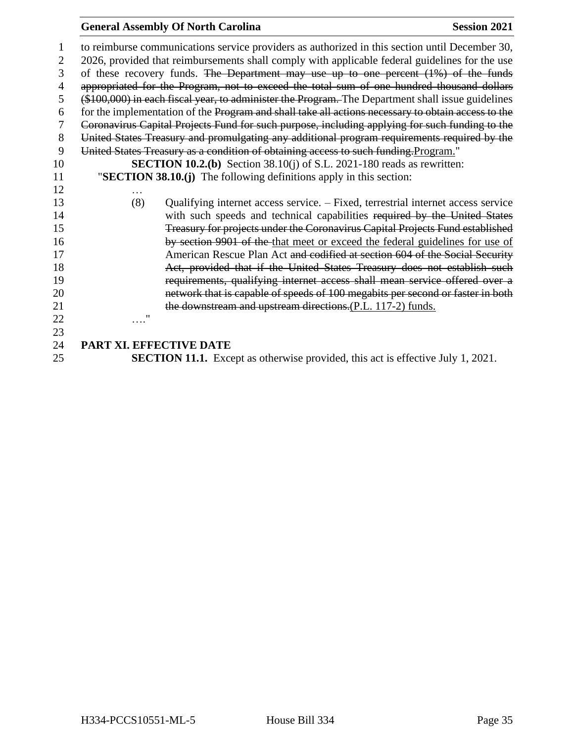to reimburse communications service providers as authorized in this section until December 30, 2026, provided that reimbursements shall comply with applicable federal guidelines for the use of these recovery funds. ~~The Department may use up to one percent (1%) of the funds appropriated for the Program, not to exceed the total sum of one hundred thousand dollars ($100,000) in each fiscal year, to administer the Program.~~ The Department shall issue guidelines for the implementation of the ~~Program and shall take all actions necessary to obtain access to the Coronavirus Capital Projects Fund for such purpose, including applying for such funding to the United States Treasury and promulgating any additional program requirements required by the United States Treasury as a condition of obtaining access to such funding.~~<u>Program.</u>"

**SECTION 10.2.(b)** Section 38.10(j) of S.L. 2021-180 reads as rewritten:

"**SECTION 38.10.(j)** The following definitions apply in this section:

…

(8) Qualifying internet access service. – Fixed, terrestrial internet access service with such speeds and technical capabilities ~~required by the United States Treasury for projects under the Coronavirus Capital Projects Fund established by section 9901 of the~~ <u>that meet or exceed the federal guidelines for use of</u> American Rescue Plan Act ~~and codified at section 604 of the Social Security Act, provided that if the United States Treasury does not establish such requirements, qualifying internet access shall mean service offered over a network that is capable of speeds of 100 megabits per second or faster in both the downstream and upstream directions.~~<u>(P.L. 117-2) funds.</u>

…."

**PART XI. EFFECTIVE DATE**

**SECTION 11.1.** Except as otherwise provided, this act is effective July 1, 2021.